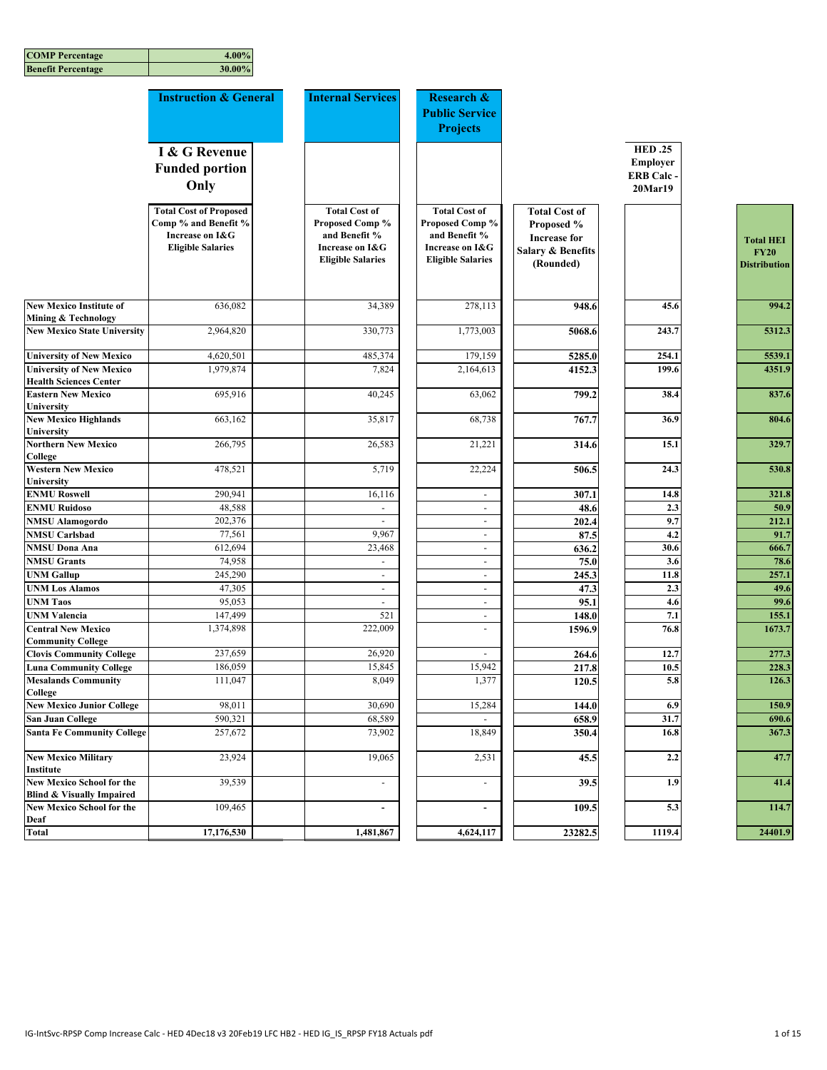| COMP Percentage | 4.00% |
|---|---|
| Benefit Percentage | 30.00% |

| | Instruction & General | Internal Services | Research & Public Service Projects | | | |
|---|---|---|---|---|---|---|
| | I & G Revenue Funded portion Only | | | | HED .25 Employer ERB Calc - 20Mar19 | |
| | Total Cost of Proposed Comp % and Benefit % Increase on I&G Eligible Salaries | Total Cost of Proposed Comp % and Benefit % Increase on I&G Eligible Salaries | Total Cost of Proposed Comp % and Benefit % Increase on I&G Eligible Salaries | Total Cost of Proposed % Increase for Salary & Benefits (Rounded) | | Total HEI FY20 Distribution |
| New Mexico Institute of Mining & Technology | 636,082 | 34,389 | 278,113 | **948.6** | **45.6** | **994.2** |
| New Mexico State University | 2,964,820 | 330,773 | 1,773,003 | **5068.6** | **243.7** | **5312.3** |
| University of New Mexico | 4,620,501 | 485,374 | 179,159 | **5285.0** | **254.1** | **5539.1** |
| University of New Mexico Health Sciences Center | 1,979,874 | 7,824 | 2,164,613 | **4152.3** | **199.6** | **4351.9** |
| Eastern New Mexico University | 695,916 | 40,245 | 63,062 | **799.2** | **38.4** | **837.6** |
| New Mexico Highlands University | 663,162 | 35,817 | 68,738 | **767.7** | **36.9** | **804.6** |
| Northern New Mexico College | 266,795 | 26,583 | 21,221 | **314.6** | **15.1** | **329.7** |
| Western New Mexico University | 478,521 | 5,719 | 22,224 | **506.5** | **24.3** | **530.8** |
| ENMU Roswell | 290,941 | 16,116 | - | **307.1** | **14.8** | **321.8** |
| ENMU Ruidoso | 48,588 | - | - | **48.6** | **2.3** | **50.9** |
| NMSU Alamogordo | 202,376 | - | - | **202.4** | **9.7** | **212.1** |
| NMSU Carlsbad | 77,561 | 9,967 | - | **87.5** | **4.2** | **91.7** |
| NMSU Dona Ana | 612,694 | 23,468 | - | **636.2** | **30.6** | **666.7** |
| NMSU Grants | 74,958 | - | - | **75.0** | **3.6** | **78.6** |
| UNM Gallup | 245,290 | - | - | **245.3** | **11.8** | **257.1** |
| UNM Los Alamos | 47,305 | - | - | **47.3** | **2.3** | **49.6** |
| UNM Taos | 95,053 | - | - | **95.1** | **4.6** | **99.6** |
| UNM Valencia | 147,499 | 521 | - | **148.0** | **7.1** | **155.1** |
| Central New Mexico Community College | 1,374,898 | 222,009 | - | **1596.9** | **76.8** | **1673.7** |
| Clovis Community College | 237,659 | 26,920 | - | **264.6** | **12.7** | **277.3** |
| Luna Community College | 186,059 | 15,845 | 15,942 | **217.8** | **10.5** | **228.3** |
| Mesalands Community College | 111,047 | 8,049 | 1,377 | **120.5** | **5.8** | **126.3** |
| New Mexico Junior College | 98,011 | 30,690 | 15,284 | **144.0** | **6.9** | **150.9** |
| San Juan College | 590,321 | 68,589 | - | **658.9** | **31.7** | **690.6** |
| Santa Fe Community College | 257,672 | 73,902 | 18,849 | **350.4** | **16.8** | **367.3** |
| New Mexico Military Institute | 23,924 | 19,065 | 2,531 | **45.5** | **2.2** | **47.7** |
| New Mexico School for the Blind & Visually Impaired | 39,539 | - | - | **39.5** | **1.9** | **41.4** |
| New Mexico School for the Deaf | 109,465 | **-** | **-** | **109.5** | **5.3** | **114.7** |
| **Total** | **17,176,530** | **1,481,867** | **4,624,117** | **23282.5** | **1119.4** | **24401.9** |

IG-IntSvc-RPSP Comp Increase Calc - HED 4Dec18 v3 20Feb19 LFC HB2 - HED IG_IS_RPSP FY18 Actuals pdf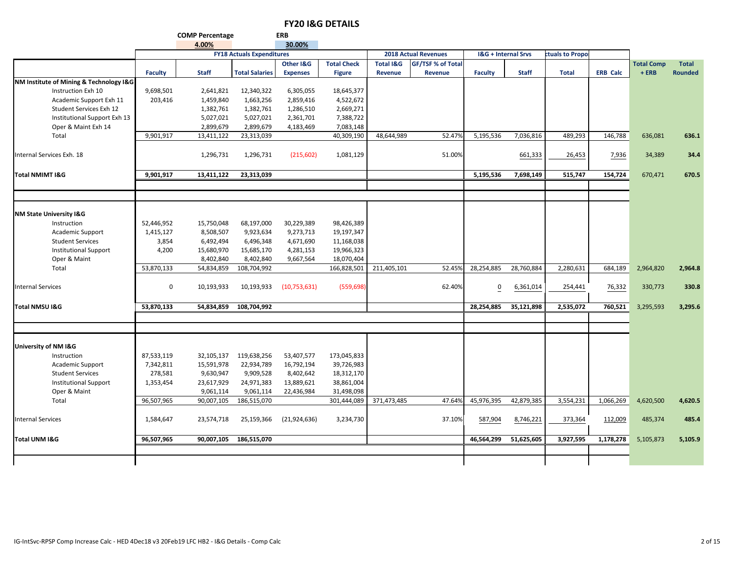# FY20 I&G DETAILS

| | COMP Percentage | | ERB | | | | | | | | | |
|---|---|---|---|---|---|---|---|---|---|---|---|---|
| | 4.00% | | 30.00% | | | | | | | | | |

| | FY18 Actuals Expenditures | | | | | 2018 Actual Revenues | | I&G + Internal Srvs | | ctuals to Propo | | | |
|---|---|---|---|---|---|---|---|---|---|---|---|---|---|
| | Faculty | Staff | Total Salaries | Other I&G Expenses | Total Check Figure | Total I&G Revenue | GF/TSF % of Total Revenue | Faculty | Staff | Total | ERB Calc | Total Comp + ERB | Total Rounded |
| **NM Institute of Mining & Technology I&G** | | | | | | | | | | | | | |
| Instruction Exh 10 | 9,698,501 | 2,641,821 | 12,340,322 | 6,305,055 | 18,645,377 | | | | | | | | |
| Academic Support Exh 11 | 203,416 | 1,459,840 | 1,663,256 | 2,859,416 | 4,522,672 | | | | | | | | |
| Student Services Exh 12 | | 1,382,761 | 1,382,761 | 1,286,510 | 2,669,271 | | | | | | | | |
| Institutional Support Exh 13 | | 5,027,021 | 5,027,021 | 2,361,701 | 7,388,722 | | | | | | | | |
| Oper & Maint Exh 14 | | 2,899,679 | 2,899,679 | 4,183,469 | 7,083,148 | | | | | | | | |
| Total | 9,901,917 | 13,411,122 | 23,313,039 | | 40,309,190 | 48,644,989 | 52.47% | 5,195,536 | 7,036,816 | 489,293 | 146,788 | 636,081 | **636.1** |
| Internal Services Exh. 18 | | 1,296,731 | 1,296,731 | (215,602) | 1,081,129 | | 51.00% | | 661,333 | 26,453 | 7,936 | 34,389 | **34.4** |
| **Total NMIMT I&G** | **9,901,917** | **13,411,122** | **23,313,039** | | | | | **5,195,536** | **7,698,149** | **515,747** | **154,724** | 670,471 | **670.5** |
| **NM State University I&G** | | | | | | | | | | | | | |
| Instruction | 52,446,952 | 15,750,048 | 68,197,000 | 30,229,389 | 98,426,389 | | | | | | | | |
| Academic Support | 1,415,127 | 8,508,507 | 9,923,634 | 9,273,713 | 19,197,347 | | | | | | | | |
| Student Services | 3,854 | 6,492,494 | 6,496,348 | 4,671,690 | 11,168,038 | | | | | | | | |
| Institutional Support | 4,200 | 15,680,970 | 15,685,170 | 4,281,153 | 19,966,323 | | | | | | | | |
| Oper & Maint | | 8,402,840 | 8,402,840 | 9,667,564 | 18,070,404 | | | | | | | | |
| Total | 53,870,133 | 54,834,859 | 108,704,992 | | 166,828,501 | 211,405,101 | 52.45% | 28,254,885 | 28,760,884 | 2,280,631 | 684,189 | 2,964,820 | **2,964.8** |
| Internal Services | 0 | 10,193,933 | 10,193,933 | (10,753,631) | (559,698) | | 62.40% | 0 | 6,361,014 | 254,441 | 76,332 | 330,773 | **330.8** |
| **Total NMSU I&G** | **53,870,133** | **54,834,859** | **108,704,992** | | | | | **28,254,885** | **35,121,898** | **2,535,072** | **760,521** | 3,295,593 | **3,295.6** |
| **University of NM I&G** | | | | | | | | | | | | | |
| Instruction | 87,533,119 | 32,105,137 | 119,638,256 | 53,407,577 | 173,045,833 | | | | | | | | |
| Academic Support | 7,342,811 | 15,591,978 | 22,934,789 | 16,792,194 | 39,726,983 | | | | | | | | |
| Student Services | 278,581 | 9,630,947 | 9,909,528 | 8,402,642 | 18,312,170 | | | | | | | | |
| Institutional Support | 1,353,454 | 23,617,929 | 24,971,383 | 13,889,621 | 38,861,004 | | | | | | | | |
| Oper & Maint | | 9,061,114 | 9,061,114 | 22,436,984 | 31,498,098 | | | | | | | | |
| Total | 96,507,965 | 90,007,105 | 186,515,070 | | 301,444,089 | 371,473,485 | 47.64% | 45,976,395 | 42,879,385 | 3,554,231 | 1,066,269 | 4,620,500 | **4,620.5** |
| Internal Services | 1,584,647 | 23,574,718 | 25,159,366 | (21,924,636) | 3,234,730 | | 37.10% | 587,904 | 8,746,221 | 373,364 | 112,009 | 485,374 | **485.4** |
| **Total UNM I&G** | **96,507,965** | **90,007,105** | **186,515,070** | | | | | **46,564,299** | **51,625,605** | **3,927,595** | **1,178,278** | 5,105,873 | **5,105.9** |

IG-IntSvc-RPSP Comp Increase Calc - HED 4Dec18 v3 20Feb19 LFC HB2 - I&G Details - Comp Calc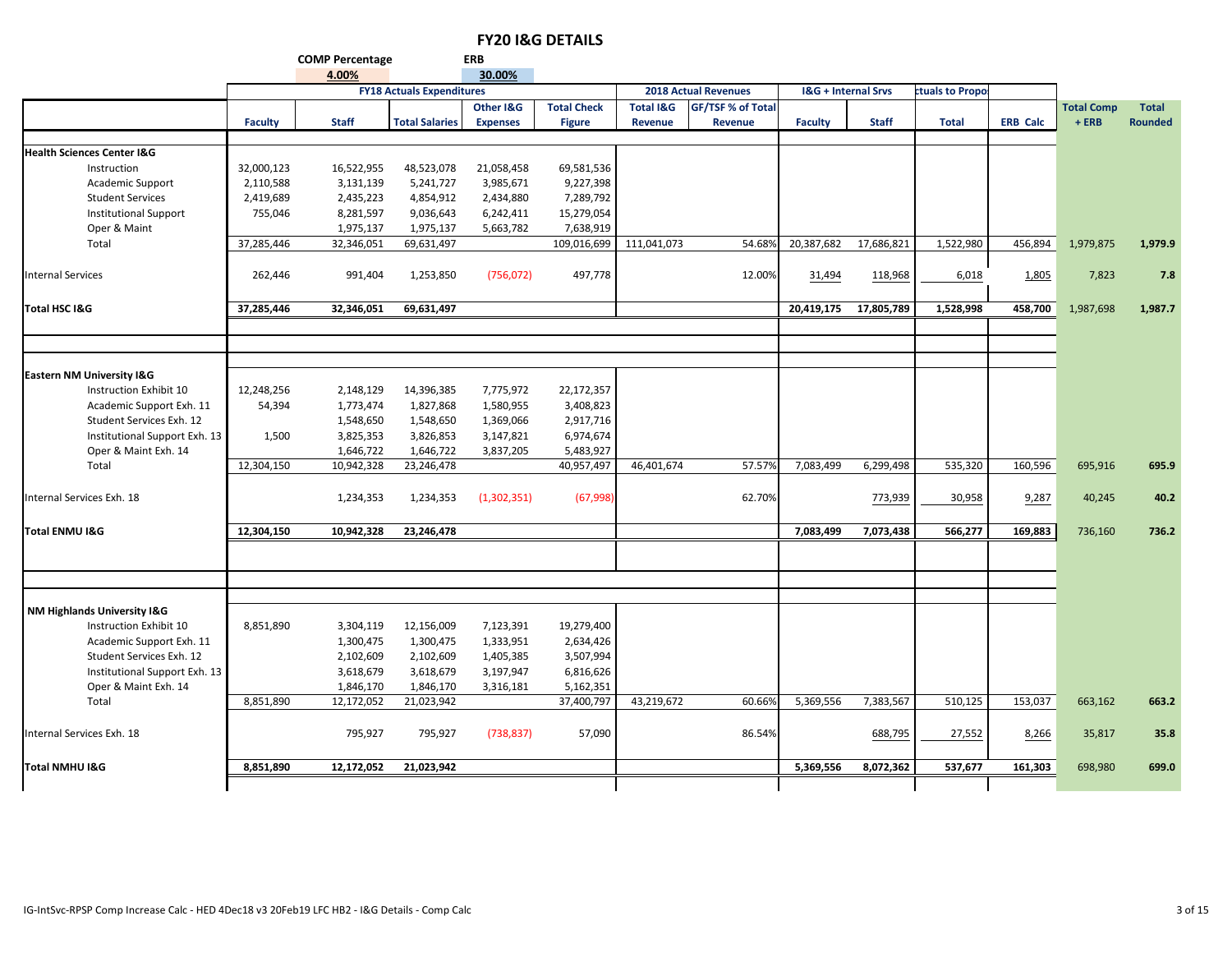# FY20 I&G DETAILS

**COMP Percentage** 4.00%  **ERB** 30.00%

| | FY18 Actuals Expenditures | | | | | 2018 Actual Revenues | | I&G + Internal Srvs | | ctuals to Propo | | | |
|---|---|---|---|---|---|---|---|---|---|---|---|---|---|
| | **Faculty** | **Staff** | **Total Salaries** | **Other I&G Expenses** | **Total Check Figure** | **Total I&G Revenue** | **GF/TSF % of Total Revenue** | **Faculty** | **Staff** | **Total** | **ERB Calc** | **Total Comp + ERB** | **Total Rounded** |
| **Health Sciences Center I&G** | | | | | | | | | | | | | |
| Instruction | 32,000,123 | 16,522,955 | 48,523,078 | 21,058,458 | 69,581,536 | | | | | | | | |
| Academic Support | 2,110,588 | 3,131,139 | 5,241,727 | 3,985,671 | 9,227,398 | | | | | | | | |
| Student Services | 2,419,689 | 2,435,223 | 4,854,912 | 2,434,880 | 7,289,792 | | | | | | | | |
| Institutional Support | 755,046 | 8,281,597 | 9,036,643 | 6,242,411 | 15,279,054 | | | | | | | | |
| Oper & Maint | | 1,975,137 | 1,975,137 | 5,663,782 | 7,638,919 | | | | | | | | |
| Total | 37,285,446 | 32,346,051 | 69,631,497 | | 109,016,699 | 111,041,073 | 54.68% | 20,387,682 | 17,686,821 | 1,522,980 | 456,894 | 1,979,875 | **1,979.9** |
| Internal Services | 262,446 | 991,404 | 1,253,850 | (756,072) | 497,778 | | 12.00% | 31,494 | 118,968 | 6,018 | 1,805 | 7,823 | **7.8** |
| **Total HSC I&G** | **37,285,446** | **32,346,051** | **69,631,497** | | | | | **20,419,175** | **17,805,789** | **1,528,998** | **458,700** | 1,987,698 | **1,987.7** |
| **Eastern NM University I&G** | | | | | | | | | | | | | |
| Instruction Exhibit 10 | 12,248,256 | 2,148,129 | 14,396,385 | 7,775,972 | 22,172,357 | | | | | | | | |
| Academic Support Exh. 11 | 54,394 | 1,773,474 | 1,827,868 | 1,580,955 | 3,408,823 | | | | | | | | |
| Student Services Exh. 12 | | 1,548,650 | 1,548,650 | 1,369,066 | 2,917,716 | | | | | | | | |
| Institutional Support Exh. 13 | 1,500 | 3,825,353 | 3,826,853 | 3,147,821 | 6,974,674 | | | | | | | | |
| Oper & Maint Exh. 14 | | 1,646,722 | 1,646,722 | 3,837,205 | 5,483,927 | | | | | | | | |
| Total | 12,304,150 | 10,942,328 | 23,246,478 | | 40,957,497 | 46,401,674 | 57.57% | 7,083,499 | 6,299,498 | 535,320 | 160,596 | 695,916 | **695.9** |
| Internal Services Exh. 18 | | 1,234,353 | 1,234,353 | (1,302,351) | (67,998) | | 62.70% | | 773,939 | 30,958 | 9,287 | 40,245 | **40.2** |
| **Total ENMU I&G** | **12,304,150** | **10,942,328** | **23,246,478** | | | | | **7,083,499** | **7,073,438** | **566,277** | **169,883** | 736,160 | **736.2** |
| **NM Highlands University I&G** | | | | | | | | | | | | | |
| Instruction Exhibit 10 | 8,851,890 | 3,304,119 | 12,156,009 | 7,123,391 | 19,279,400 | | | | | | | | |
| Academic Support Exh. 11 | | 1,300,475 | 1,300,475 | 1,333,951 | 2,634,426 | | | | | | | | |
| Student Services Exh. 12 | | 2,102,609 | 2,102,609 | 1,405,385 | 3,507,994 | | | | | | | | |
| Institutional Support Exh. 13 | | 3,618,679 | 3,618,679 | 3,197,947 | 6,816,626 | | | | | | | | |
| Oper & Maint Exh. 14 | | 1,846,170 | 1,846,170 | 3,316,181 | 5,162,351 | | | | | | | | |
| Total | 8,851,890 | 12,172,052 | 21,023,942 | | 37,400,797 | 43,219,672 | 60.66% | 5,369,556 | 7,383,567 | 510,125 | 153,037 | 663,162 | **663.2** |
| Internal Services Exh. 18 | | 795,927 | 795,927 | (738,837) | 57,090 | | 86.54% | | 688,795 | 27,552 | 8,266 | 35,817 | **35.8** |
| **Total NMHU I&G** | **8,851,890** | **12,172,052** | **21,023,942** | | | | | **5,369,556** | **8,072,362** | **537,677** | **161,303** | 698,980 | **699.0** |

IG-IntSvc-RPSP Comp Increase Calc - HED 4Dec18 v3 20Feb19 LFC HB2 - I&G Details - Comp Calc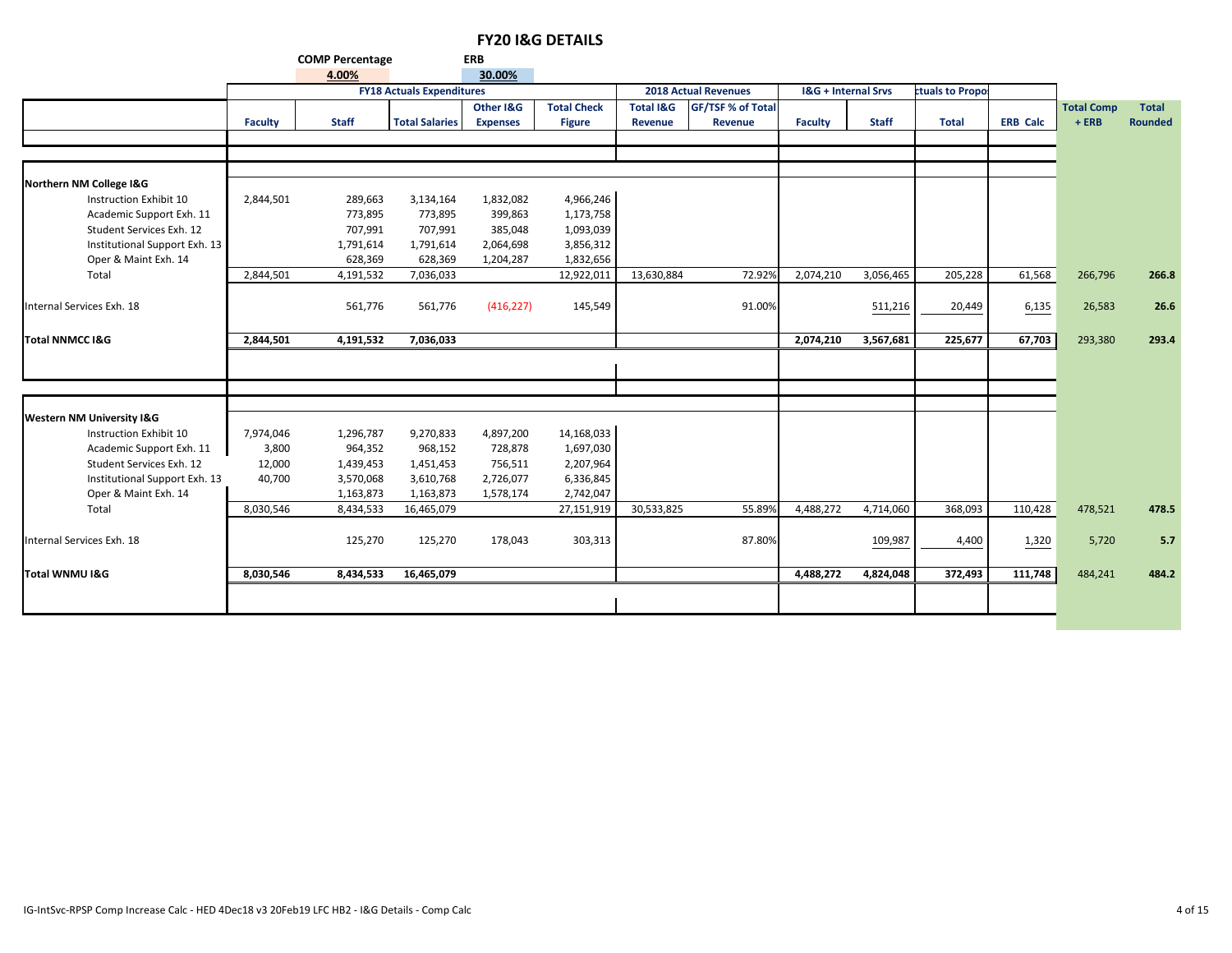# FY20 I&G DETAILS

| | COMP Percentage | | ERB | | | | | | | | | | |
|---|---|---|---|---|---|---|---|---|---|---|---|---|---|
| | 4.00% | | 30.00% | | | | | | | | | | |

| | FY18 Actuals Expenditures | | | | | 2018 Actual Revenues | | I&G + Internal Srvs | | ctuals to Propo | | | |
|---|---|---|---|---|---|---|---|---|---|---|---|---|---|
| | Faculty | Staff | Total Salaries | Other I&G Expenses | Total Check Figure | Total I&G Revenue | GF/TSF % of Total Revenue | Faculty | Staff | Total | ERB Calc | Total Comp + ERB | Total Rounded |
| **Northern NM College I&G** | | | | | | | | | | | | | |
| Instruction Exhibit 10 | 2,844,501 | 289,663 | 3,134,164 | 1,832,082 | 4,966,246 | | | | | | | | |
| Academic Support Exh. 11 | | 773,895 | 773,895 | 399,863 | 1,173,758 | | | | | | | | |
| Student Services Exh. 12 | | 707,991 | 707,991 | 385,048 | 1,093,039 | | | | | | | | |
| Institutional Support Exh. 13 | | 1,791,614 | 1,791,614 | 2,064,698 | 3,856,312 | | | | | | | | |
| Oper & Maint Exh. 14 | | 628,369 | 628,369 | 1,204,287 | 1,832,656 | | | | | | | | |
| Total | 2,844,501 | 4,191,532 | 7,036,033 | | 12,922,011 | 13,630,884 | 72.92% | 2,074,210 | 3,056,465 | 205,228 | 61,568 | 266,796 | **266.8** |
| Internal Services Exh. 18 | | 561,776 | 561,776 | (416,227) | 145,549 | | 91.00% | | 511,216 | 20,449 | 6,135 | 26,583 | **26.6** |
| **Total NNMCC I&G** | **2,844,501** | **4,191,532** | **7,036,033** | | | | | **2,074,210** | **3,567,681** | **225,677** | **67,703** | 293,380 | **293.4** |
| **Western NM University I&G** | | | | | | | | | | | | | |
| Instruction Exhibit 10 | 7,974,046 | 1,296,787 | 9,270,833 | 4,897,200 | 14,168,033 | | | | | | | | |
| Academic Support Exh. 11 | 3,800 | 964,352 | 968,152 | 728,878 | 1,697,030 | | | | | | | | |
| Student Services Exh. 12 | 12,000 | 1,439,453 | 1,451,453 | 756,511 | 2,207,964 | | | | | | | | |
| Institutional Support Exh. 13 | 40,700 | 3,570,068 | 3,610,768 | 2,726,077 | 6,336,845 | | | | | | | | |
| Oper & Maint Exh. 14 | | 1,163,873 | 1,163,873 | 1,578,174 | 2,742,047 | | | | | | | | |
| Total | 8,030,546 | 8,434,533 | 16,465,079 | | 27,151,919 | 30,533,825 | 55.89% | 4,488,272 | 4,714,060 | 368,093 | 110,428 | 478,521 | **478.5** |
| Internal Services Exh. 18 | | 125,270 | 125,270 | 178,043 | 303,313 | | 87.80% | | 109,987 | 4,400 | 1,320 | 5,720 | **5.7** |
| **Total WNMU I&G** | **8,030,546** | **8,434,533** | **16,465,079** | | | | | **4,488,272** | **4,824,048** | **372,493** | **111,748** | 484,241 | **484.2** |

IG-IntSvc-RPSP Comp Increase Calc - HED 4Dec18 v3 20Feb19 LFC HB2 - I&G Details - Comp Calc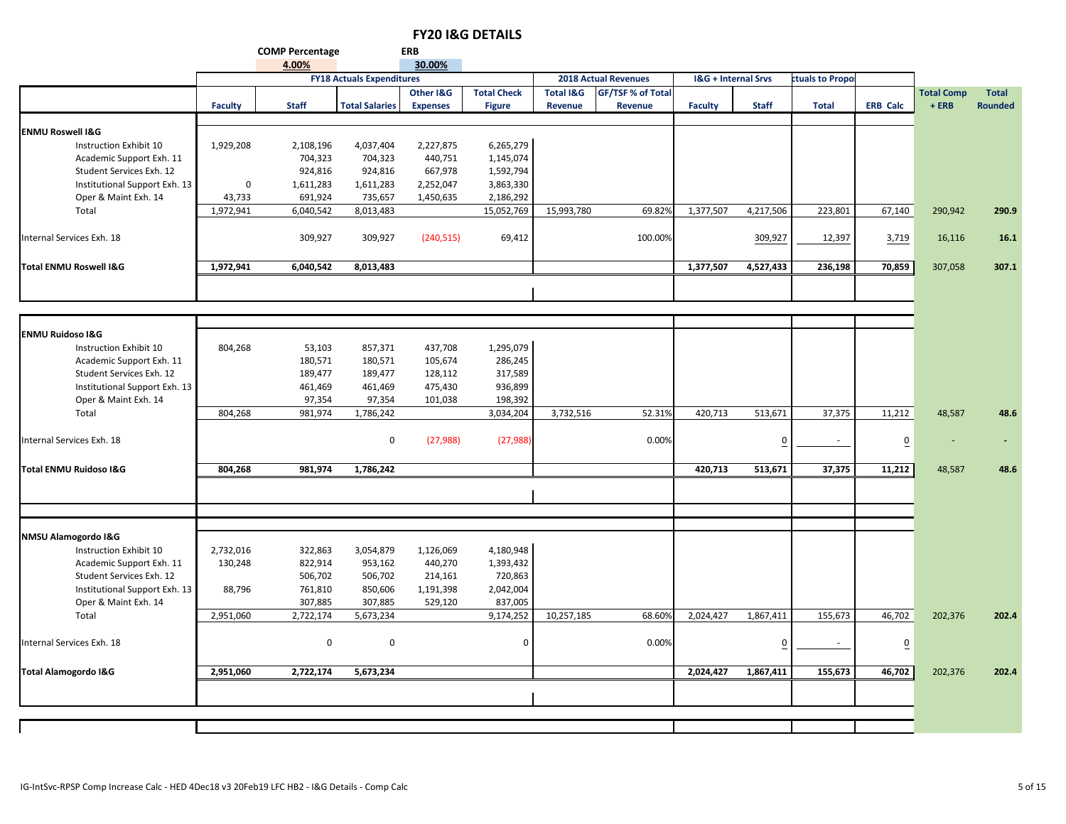# FY20 I&G DETAILS

**COMP Percentage** 4.00% **ERB** 30.00%

| | FY18 Actuals Expenditures | | | | | 2018 Actual Revenues | | I&G + Internal Srvs | | ctuals to Propo | | | |
|---|---|---|---|---|---|---|---|---|---|---|---|---|---|
| | **Faculty** | **Staff** | **Total Salaries** | **Other I&G Expenses** | **Total Check Figure** | **Total I&G Revenue** | **GF/TSF % of Total Revenue** | **Faculty** | **Staff** | **Total** | **ERB Calc** | **Total Comp + ERB** | **Total Rounded** |
| **ENMU Roswell I&G** | | | | | | | | | | | | | |
| Instruction Exhibit 10 | 1,929,208 | 2,108,196 | 4,037,404 | 2,227,875 | 6,265,279 | | | | | | | | |
| Academic Support Exh. 11 | | 704,323 | 704,323 | 440,751 | 1,145,074 | | | | | | | | |
| Student Services Exh. 12 | | 924,816 | 924,816 | 667,978 | 1,592,794 | | | | | | | | |
| Institutional Support Exh. 13 | 0 | 1,611,283 | 1,611,283 | 2,252,047 | 3,863,330 | | | | | | | | |
| Oper & Maint Exh. 14 | 43,733 | 691,924 | 735,657 | 1,450,635 | 2,186,292 | | | | | | | | |
| Total | 1,972,941 | 6,040,542 | 8,013,483 | | 15,052,769 | 15,993,780 | 69.82% | 1,377,507 | 4,217,506 | 223,801 | 67,140 | 290,942 | **290.9** |
| Internal Services Exh. 18 | | 309,927 | 309,927 | (240,515) | 69,412 | | 100.00% | | 309,927 | 12,397 | 3,719 | 16,116 | **16.1** |
| **Total ENMU Roswell I&G** | **1,972,941** | **6,040,542** | **8,013,483** | | | | | **1,377,507** | **4,527,433** | **236,198** | **70,859** | 307,058 | **307.1** |
| **ENMU Ruidoso I&G** | | | | | | | | | | | | | |
| Instruction Exhibit 10 | 804,268 | 53,103 | 857,371 | 437,708 | 1,295,079 | | | | | | | | |
| Academic Support Exh. 11 | | 180,571 | 180,571 | 105,674 | 286,245 | | | | | | | | |
| Student Services Exh. 12 | | 189,477 | 189,477 | 128,112 | 317,589 | | | | | | | | |
| Institutional Support Exh. 13 | | 461,469 | 461,469 | 475,430 | 936,899 | | | | | | | | |
| Oper & Maint Exh. 14 | | 97,354 | 97,354 | 101,038 | 198,392 | | | | | | | | |
| Total | 804,268 | 981,974 | 1,786,242 | | 3,034,204 | 3,732,516 | 52.31% | 420,713 | 513,671 | 37,375 | 11,212 | 48,587 | **48.6** |
| Internal Services Exh. 18 | | | 0 | (27,988) | (27,988) | | 0.00% | | 0 | - | 0 | - | **-** |
| **Total ENMU Ruidoso I&G** | **804,268** | **981,974** | **1,786,242** | | | | | **420,713** | **513,671** | **37,375** | **11,212** | 48,587 | **48.6** |
| **NMSU Alamogordo I&G** | | | | | | | | | | | | | |
| Instruction Exhibit 10 | 2,732,016 | 322,863 | 3,054,879 | 1,126,069 | 4,180,948 | | | | | | | | |
| Academic Support Exh. 11 | 130,248 | 822,914 | 953,162 | 440,270 | 1,393,432 | | | | | | | | |
| Student Services Exh. 12 | | 506,702 | 506,702 | 214,161 | 720,863 | | | | | | | | |
| Institutional Support Exh. 13 | 88,796 | 761,810 | 850,606 | 1,191,398 | 2,042,004 | | | | | | | | |
| Oper & Maint Exh. 14 | | 307,885 | 307,885 | 529,120 | 837,005 | | | | | | | | |
| Total | 2,951,060 | 2,722,174 | 5,673,234 | | 9,174,252 | 10,257,185 | 68.60% | 2,024,427 | 1,867,411 | 155,673 | 46,702 | 202,376 | **202.4** |
| Internal Services Exh. 18 | | 0 | 0 | | 0 | | 0.00% | | 0 | - | 0 | | |
| **Total Alamogordo I&G** | **2,951,060** | **2,722,174** | **5,673,234** | | | | | **2,024,427** | **1,867,411** | **155,673** | **46,702** | 202,376 | **202.4** |

IG-IntSvc-RPSP Comp Increase Calc - HED 4Dec18 v3 20Feb19 LFC HB2 - I&G Details - Comp Calc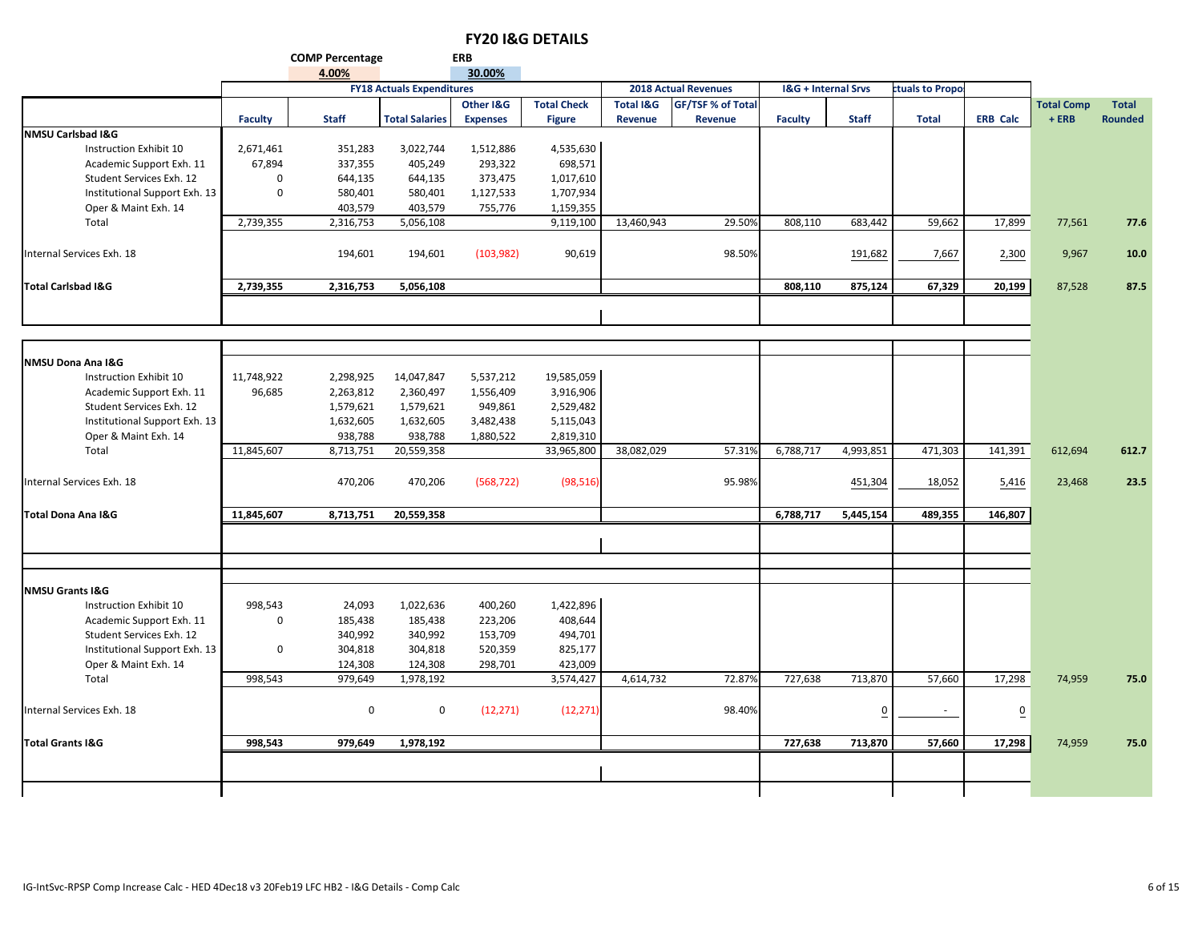# FY20 I&G DETAILS

| COMP Percentage | ERB |
|---|---|
| 4.00% | 30.00% |

| | FY18 Actuals Expenditures | | | | | 2018 Actual Revenues | | I&G + Internal Srvs | | ctuals to Propo | | | |
|---|---|---|---|---|---|---|---|---|---|---|---|---|---|
| | Faculty | Staff | Total Salaries | Other I&G Expenses | Total Check Figure | Total I&G Revenue | GF/TSF % of Total Revenue | Faculty | Staff | Total | ERB Calc | Total Comp + ERB | Total Rounded |
| **NMSU Carlsbad I&G** | | | | | | | | | | | | | |
| Instruction Exhibit 10 | 2,671,461 | 351,283 | 3,022,744 | 1,512,886 | 4,535,630 | | | | | | | | |
| Academic Support Exh. 11 | 67,894 | 337,355 | 405,249 | 293,322 | 698,571 | | | | | | | | |
| Student Services Exh. 12 | 0 | 644,135 | 644,135 | 373,475 | 1,017,610 | | | | | | | | |
| Institutional Support Exh. 13 | 0 | 580,401 | 580,401 | 1,127,533 | 1,707,934 | | | | | | | | |
| Oper & Maint Exh. 14 | | 403,579 | 403,579 | 755,776 | 1,159,355 | | | | | | | | |
| Total | 2,739,355 | 2,316,753 | 5,056,108 | | 9,119,100 | 13,460,943 | 29.50% | 808,110 | 683,442 | 59,662 | 17,899 | 77,561 | 77.6 |
| Internal Services Exh. 18 | | 194,601 | 194,601 | (103,982) | 90,619 | | 98.50% | | 191,682 | 7,667 | 2,300 | 9,967 | 10.0 |
| **Total Carlsbad I&G** | **2,739,355** | **2,316,753** | **5,056,108** | | | | | **808,110** | **875,124** | **67,329** | **20,199** | 87,528 | **87.5** |
| **NMSU Dona Ana I&G** | | | | | | | | | | | | | |
| Instruction Exhibit 10 | 11,748,922 | 2,298,925 | 14,047,847 | 5,537,212 | 19,585,059 | | | | | | | | |
| Academic Support Exh. 11 | 96,685 | 2,263,812 | 2,360,497 | 1,556,409 | 3,916,906 | | | | | | | | |
| Student Services Exh. 12 | | 1,579,621 | 1,579,621 | 949,861 | 2,529,482 | | | | | | | | |
| Institutional Support Exh. 13 | | 1,632,605 | 1,632,605 | 3,482,438 | 5,115,043 | | | | | | | | |
| Oper & Maint Exh. 14 | | 938,788 | 938,788 | 1,880,522 | 2,819,310 | | | | | | | | |
| Total | 11,845,607 | 8,713,751 | 20,559,358 | | 33,965,800 | 38,082,029 | 57.31% | 6,788,717 | 4,993,851 | 471,303 | 141,391 | 612,694 | 612.7 |
| Internal Services Exh. 18 | | 470,206 | 470,206 | (568,722) | (98,516) | | 95.98% | | 451,304 | 18,052 | 5,416 | 23,468 | 23.5 |
| **Total Dona Ana I&G** | **11,845,607** | **8,713,751** | **20,559,358** | | | | | **6,788,717** | **5,445,154** | **489,355** | **146,807** | | |
| **NMSU Grants I&G** | | | | | | | | | | | | | |
| Instruction Exhibit 10 | 998,543 | 24,093 | 1,022,636 | 400,260 | 1,422,896 | | | | | | | | |
| Academic Support Exh. 11 | 0 | 185,438 | 185,438 | 223,206 | 408,644 | | | | | | | | |
| Student Services Exh. 12 | | 340,992 | 340,992 | 153,709 | 494,701 | | | | | | | | |
| Institutional Support Exh. 13 | 0 | 304,818 | 304,818 | 520,359 | 825,177 | | | | | | | | |
| Oper & Maint Exh. 14 | | 124,308 | 124,308 | 298,701 | 423,009 | | | | | | | | |
| Total | 998,543 | 979,649 | 1,978,192 | | 3,574,427 | 4,614,732 | 72.87% | 727,638 | 713,870 | 57,660 | 17,298 | 74,959 | 75.0 |
| Internal Services Exh. 18 | | 0 | 0 | (12,271) | (12,271) | | 98.40% | | 0 | - | 0 | | |
| **Total Grants I&G** | **998,543** | **979,649** | **1,978,192** | | | | | **727,638** | **713,870** | **57,660** | **17,298** | 74,959 | **75.0** |

IG-IntSvc-RPSP Comp Increase Calc - HED 4Dec18 v3 20Feb19 LFC HB2 - I&G Details - Comp Calc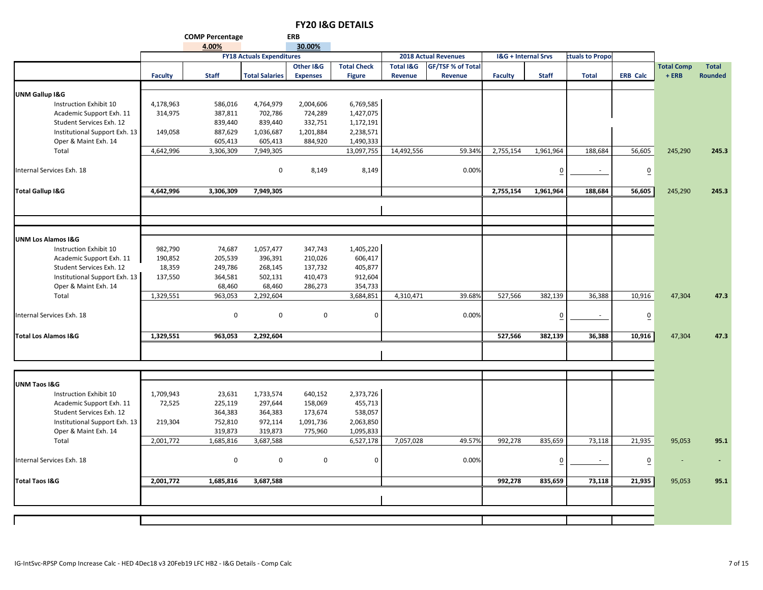# FY20 I&G DETAILS

| | COMP Percentage | | ERB | | | | | | | | | | |
|---|---|---|---|---|---|---|---|---|---|---|---|---|---|
| | 4.00% | | 30.00% | | | | | | | | | | |
| | FY18 Actuals Expenditures | | | | | 2018 Actual Revenues | | I&G + Internal Srvs | | ctuals to Propo | | | |
| | Faculty | Staff | Total Salaries | Other I&G Expenses | Total Check Figure | Total I&G Revenue | GF/TSF % of Total Revenue | Faculty | Staff | Total | ERB Calc | Total Comp + ERB | Total Rounded |
| **UNM Gallup I&G** | | | | | | | | | | | | | |
| Instruction Exhibit 10 | 4,178,963 | 586,016 | 4,764,979 | 2,004,606 | 6,769,585 | | | | | | | | |
| Academic Support Exh. 11 | 314,975 | 387,811 | 702,786 | 724,289 | 1,427,075 | | | | | | | | |
| Student Services Exh. 12 | | 839,440 | 839,440 | 332,751 | 1,172,191 | | | | | | | | |
| Institutional Support Exh. 13 | 149,058 | 887,629 | 1,036,687 | 1,201,884 | 2,238,571 | | | | | | | | |
| Oper & Maint Exh. 14 | | 605,413 | 605,413 | 884,920 | 1,490,333 | | | | | | | | |
| Total | 4,642,996 | 3,306,309 | 7,949,305 | | 13,097,755 | 14,492,556 | 59.34% | 2,755,154 | 1,961,964 | 188,684 | 56,605 | 245,290 | 245.3 |
| Internal Services Exh. 18 | | | 0 | 8,149 | 8,149 | | 0.00% | | 0 | - | 0 | | |
| **Total Gallup I&G** | **4,642,996** | **3,306,309** | **7,949,305** | | | | | **2,755,154** | **1,961,964** | **188,684** | **56,605** | 245,290 | **245.3** |
| **UNM Los Alamos I&G** | | | | | | | | | | | | | |
| Instruction Exhibit 10 | 982,790 | 74,687 | 1,057,477 | 347,743 | 1,405,220 | | | | | | | | |
| Academic Support Exh. 11 | 190,852 | 205,539 | 396,391 | 210,026 | 606,417 | | | | | | | | |
| Student Services Exh. 12 | 18,359 | 249,786 | 268,145 | 137,732 | 405,877 | | | | | | | | |
| Institutional Support Exh. 13 | 137,550 | 364,581 | 502,131 | 410,473 | 912,604 | | | | | | | | |
| Oper & Maint Exh. 14 | | 68,460 | 68,460 | 286,273 | 354,733 | | | | | | | | |
| Total | 1,329,551 | 963,053 | 2,292,604 | | 3,684,851 | 4,310,471 | 39.68% | 527,566 | 382,139 | 36,388 | 10,916 | 47,304 | 47.3 |
| Internal Services Exh. 18 | | 0 | 0 | 0 | 0 | | 0.00% | | 0 | - | 0 | | |
| **Total Los Alamos I&G** | **1,329,551** | **963,053** | **2,292,604** | | | | | **527,566** | **382,139** | **36,388** | **10,916** | 47,304 | **47.3** |
| **UNM Taos I&G** | | | | | | | | | | | | | |
| Instruction Exhibit 10 | 1,709,943 | 23,631 | 1,733,574 | 640,152 | 2,373,726 | | | | | | | | |
| Academic Support Exh. 11 | 72,525 | 225,119 | 297,644 | 158,069 | 455,713 | | | | | | | | |
| Student Services Exh. 12 | | 364,383 | 364,383 | 173,674 | 538,057 | | | | | | | | |
| Institutional Support Exh. 13 | 219,304 | 752,810 | 972,114 | 1,091,736 | 2,063,850 | | | | | | | | |
| Oper & Maint Exh. 14 | | 319,873 | 319,873 | 775,960 | 1,095,833 | | | | | | | | |
| Total | 2,001,772 | 1,685,816 | 3,687,588 | | 6,527,178 | 7,057,028 | 49.57% | 992,278 | 835,659 | 73,118 | 21,935 | 95,053 | 95.1 |
| Internal Services Exh. 18 | | 0 | 0 | 0 | 0 | | 0.00% | | 0 | - | 0 | - | - |
| **Total Taos I&G** | **2,001,772** | **1,685,816** | **3,687,588** | | | | | **992,278** | **835,659** | **73,118** | **21,935** | 95,053 | **95.1** |

IG-IntSvc-RPSP Comp Increase Calc - HED 4Dec18 v3 20Feb19 LFC HB2 - I&G Details - Comp Calc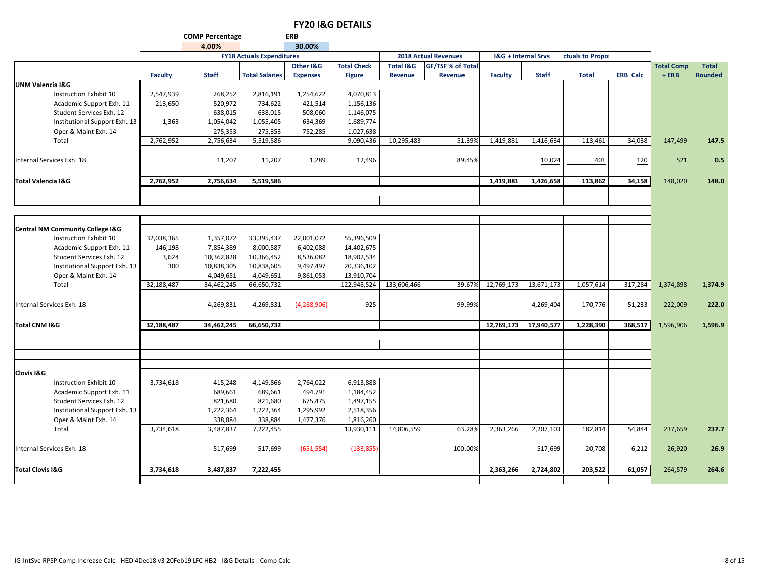# FY20 I&G DETAILS

| | COMP Percentage | | ERB | | | | | | | | | | |
|---|---|---|---|---|---|---|---|---|---|---|---|---|---|
| | 4.00% | | 30.00% | | | | | | | | | | |
| | FY18 Actuals Expenditures | | | | | 2018 Actual Revenues | | I&G + Internal Srvs | | ctuals to Propo | | | |
| | Faculty | Staff | Total Salaries | Other I&G Expenses | Total Check Figure | Total I&G Revenue | GF/TSF % of Total Revenue | Faculty | Staff | Total | ERB Calc | Total Comp + ERB | Total Rounded |
| **UNM Valencia I&G** | | | | | | | | | | | | | |
| Instruction Exhibit 10 | 2,547,939 | 268,252 | 2,816,191 | 1,254,622 | 4,070,813 | | | | | | | | |
| Academic Support Exh. 11 | 213,650 | 520,972 | 734,622 | 421,514 | 1,156,136 | | | | | | | | |
| Student Services Exh. 12 | | 638,015 | 638,015 | 508,060 | 1,146,075 | | | | | | | | |
| Institutional Support Exh. 13 | 1,363 | 1,054,042 | 1,055,405 | 634,369 | 1,689,774 | | | | | | | | |
| Oper & Maint Exh. 14 | | 275,353 | 275,353 | 752,285 | 1,027,638 | | | | | | | | |
| Total | 2,762,952 | 2,756,634 | 5,519,586 | | 9,090,436 | 10,295,483 | 51.39% | 1,419,881 | 1,416,634 | 113,461 | 34,038 | 147,499 | 147.5 |
| Internal Services Exh. 18 | | 11,207 | 11,207 | 1,289 | 12,496 | | 89.45% | | 10,024 | 401 | 120 | 521 | 0.5 |
| **Total Valencia I&G** | **2,762,952** | **2,756,634** | **5,519,586** | | | | | **1,419,881** | **1,426,658** | **113,862** | **34,158** | 148,020 | **148.0** |
| **Central NM Community College I&G** | | | | | | | | | | | | | |
| Instruction Exhibit 10 | 32,038,365 | 1,357,072 | 33,395,437 | 22,001,072 | 55,396,509 | | | | | | | | |
| Academic Support Exh. 11 | 146,198 | 7,854,389 | 8,000,587 | 6,402,088 | 14,402,675 | | | | | | | | |
| Student Services Exh. 12 | 3,624 | 10,362,828 | 10,366,452 | 8,536,082 | 18,902,534 | | | | | | | | |
| Institutional Support Exh. 13 | 300 | 10,838,305 | 10,838,605 | 9,497,497 | 20,336,102 | | | | | | | | |
| Oper & Maint Exh. 14 | | 4,049,651 | 4,049,651 | 9,861,053 | 13,910,704 | | | | | | | | |
| Total | 32,188,487 | 34,462,245 | 66,650,732 | | 122,948,524 | 133,606,466 | 39.67% | 12,769,173 | 13,671,173 | 1,057,614 | 317,284 | 1,374,898 | 1,374.9 |
| Internal Services Exh. 18 | | 4,269,831 | 4,269,831 | (4,268,906) | 925 | | 99.99% | | 4,269,404 | 170,776 | 51,233 | 222,009 | 222.0 |
| **Total CNM I&G** | **32,188,487** | **34,462,245** | **66,650,732** | | | | | **12,769,173** | **17,940,577** | **1,228,390** | **368,517** | 1,596,906 | **1,596.9** |
| **Clovis I&G** | | | | | | | | | | | | | |
| Instruction Exhibit 10 | 3,734,618 | 415,248 | 4,149,866 | 2,764,022 | 6,913,888 | | | | | | | | |
| Academic Support Exh. 11 | | 689,661 | 689,661 | 494,791 | 1,184,452 | | | | | | | | |
| Student Services Exh. 12 | | 821,680 | 821,680 | 675,475 | 1,497,155 | | | | | | | | |
| Institutional Support Exh. 13 | | 1,222,364 | 1,222,364 | 1,295,992 | 2,518,356 | | | | | | | | |
| Oper & Maint Exh. 14 | | 338,884 | 338,884 | 1,477,376 | 1,816,260 | | | | | | | | |
| Total | 3,734,618 | 3,487,837 | 7,222,455 | | 13,930,111 | 14,806,559 | 63.28% | 2,363,266 | 2,207,103 | 182,814 | 54,844 | 237,659 | 237.7 |
| Internal Services Exh. 18 | | 517,699 | 517,699 | (651,554) | (133,855) | | 100.00% | | 517,699 | 20,708 | 6,212 | 26,920 | 26.9 |
| **Total Clovis I&G** | **3,734,618** | **3,487,837** | **7,222,455** | | | | | **2,363,266** | **2,724,802** | **203,522** | **61,057** | 264,579 | **264.6** |

IG-IntSvc-RPSP Comp Increase Calc - HED 4Dec18 v3 20Feb19 LFC HB2 - I&G Details - Comp Calc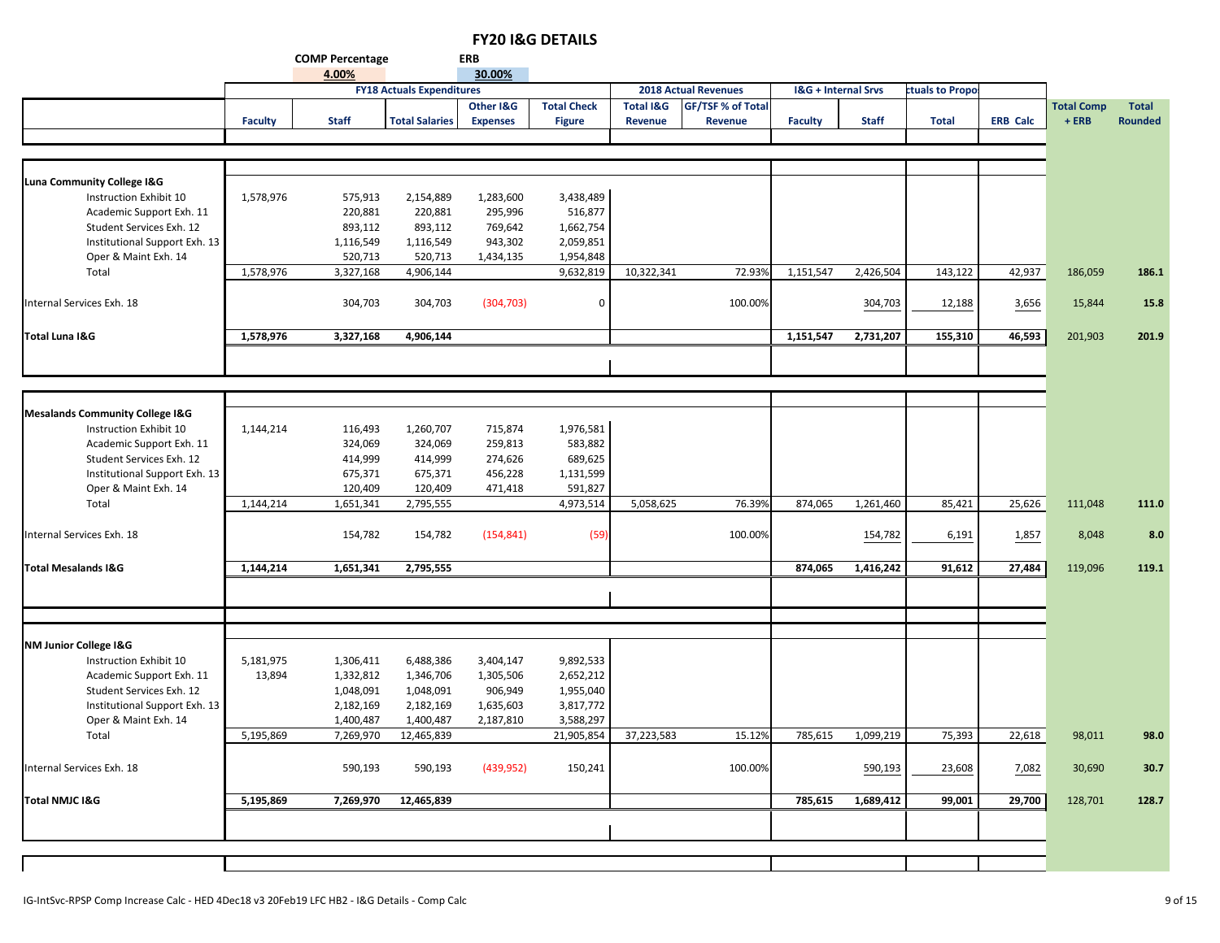# FY20 I&G DETAILS

**COMP Percentage** 4.00%  **ERB** 30.00%

| | FY18 Actuals Expenditures | | | | | 2018 Actual Revenues | | I&G + Internal Srvs | | ctuals to Propo | | | |
|---|---|---|---|---|---|---|---|---|---|---|---|---|---|
| | **Faculty** | **Staff** | **Total Salaries** | **Other I&G Expenses** | **Total Check Figure** | **Total I&G Revenue** | **GF/TSF % of Total Revenue** | **Faculty** | **Staff** | **Total** | **ERB Calc** | **Total Comp + ERB** | **Total Rounded** |
| **Luna Community College I&G** | | | | | | | | | | | | | |
| Instruction Exhibit 10 | 1,578,976 | 575,913 | 2,154,889 | 1,283,600 | 3,438,489 | | | | | | | | |
| Academic Support Exh. 11 | | 220,881 | 220,881 | 295,996 | 516,877 | | | | | | | | |
| Student Services Exh. 12 | | 893,112 | 893,112 | 769,642 | 1,662,754 | | | | | | | | |
| Institutional Support Exh. 13 | | 1,116,549 | 1,116,549 | 943,302 | 2,059,851 | | | | | | | | |
| Oper & Maint Exh. 14 | | 520,713 | 520,713 | 1,434,135 | 1,954,848 | | | | | | | | |
| Total | 1,578,976 | 3,327,168 | 4,906,144 | | 9,632,819 | 10,322,341 | 72.93% | 1,151,547 | 2,426,504 | 143,122 | 42,937 | 186,059 | **186.1** |
| Internal Services Exh. 18 | | 304,703 | 304,703 | (304,703) | 0 | | 100.00% | | 304,703 | 12,188 | 3,656 | 15,844 | **15.8** |
| **Total Luna I&G** | **1,578,976** | **3,327,168** | **4,906,144** | | | | | **1,151,547** | **2,731,207** | **155,310** | **46,593** | 201,903 | **201.9** |
| **Mesalands Community College I&G** | | | | | | | | | | | | | |
| Instruction Exhibit 10 | 1,144,214 | 116,493 | 1,260,707 | 715,874 | 1,976,581 | | | | | | | | |
| Academic Support Exh. 11 | | 324,069 | 324,069 | 259,813 | 583,882 | | | | | | | | |
| Student Services Exh. 12 | | 414,999 | 414,999 | 274,626 | 689,625 | | | | | | | | |
| Institutional Support Exh. 13 | | 675,371 | 675,371 | 456,228 | 1,131,599 | | | | | | | | |
| Oper & Maint Exh. 14 | | 120,409 | 120,409 | 471,418 | 591,827 | | | | | | | | |
| Total | 1,144,214 | 1,651,341 | 2,795,555 | | 4,973,514 | 5,058,625 | 76.39% | 874,065 | 1,261,460 | 85,421 | 25,626 | 111,048 | **111.0** |
| Internal Services Exh. 18 | | 154,782 | 154,782 | (154,841) | (59) | | 100.00% | | 154,782 | 6,191 | 1,857 | 8,048 | **8.0** |
| **Total Mesalands I&G** | **1,144,214** | **1,651,341** | **2,795,555** | | | | | **874,065** | **1,416,242** | **91,612** | **27,484** | 119,096 | **119.1** |
| **NM Junior College I&G** | | | | | | | | | | | | | |
| Instruction Exhibit 10 | 5,181,975 | 1,306,411 | 6,488,386 | 3,404,147 | 9,892,533 | | | | | | | | |
| Academic Support Exh. 11 | 13,894 | 1,332,812 | 1,346,706 | 1,305,506 | 2,652,212 | | | | | | | | |
| Student Services Exh. 12 | | 1,048,091 | 1,048,091 | 906,949 | 1,955,040 | | | | | | | | |
| Institutional Support Exh. 13 | | 2,182,169 | 2,182,169 | 1,635,603 | 3,817,772 | | | | | | | | |
| Oper & Maint Exh. 14 | | 1,400,487 | 1,400,487 | 2,187,810 | 3,588,297 | | | | | | | | |
| Total | 5,195,869 | 7,269,970 | 12,465,839 | | 21,905,854 | 37,223,583 | 15.12% | 785,615 | 1,099,219 | 75,393 | 22,618 | 98,011 | **98.0** |
| Internal Services Exh. 18 | | 590,193 | 590,193 | (439,952) | 150,241 | | 100.00% | | 590,193 | 23,608 | 7,082 | 30,690 | **30.7** |
| **Total NMJC I&G** | **5,195,869** | **7,269,970** | **12,465,839** | | | | | **785,615** | **1,689,412** | **99,001** | **29,700** | 128,701 | **128.7** |

IG-IntSvc-RPSP Comp Increase Calc - HED 4Dec18 v3 20Feb19 LFC HB2 - I&G Details - Comp Calc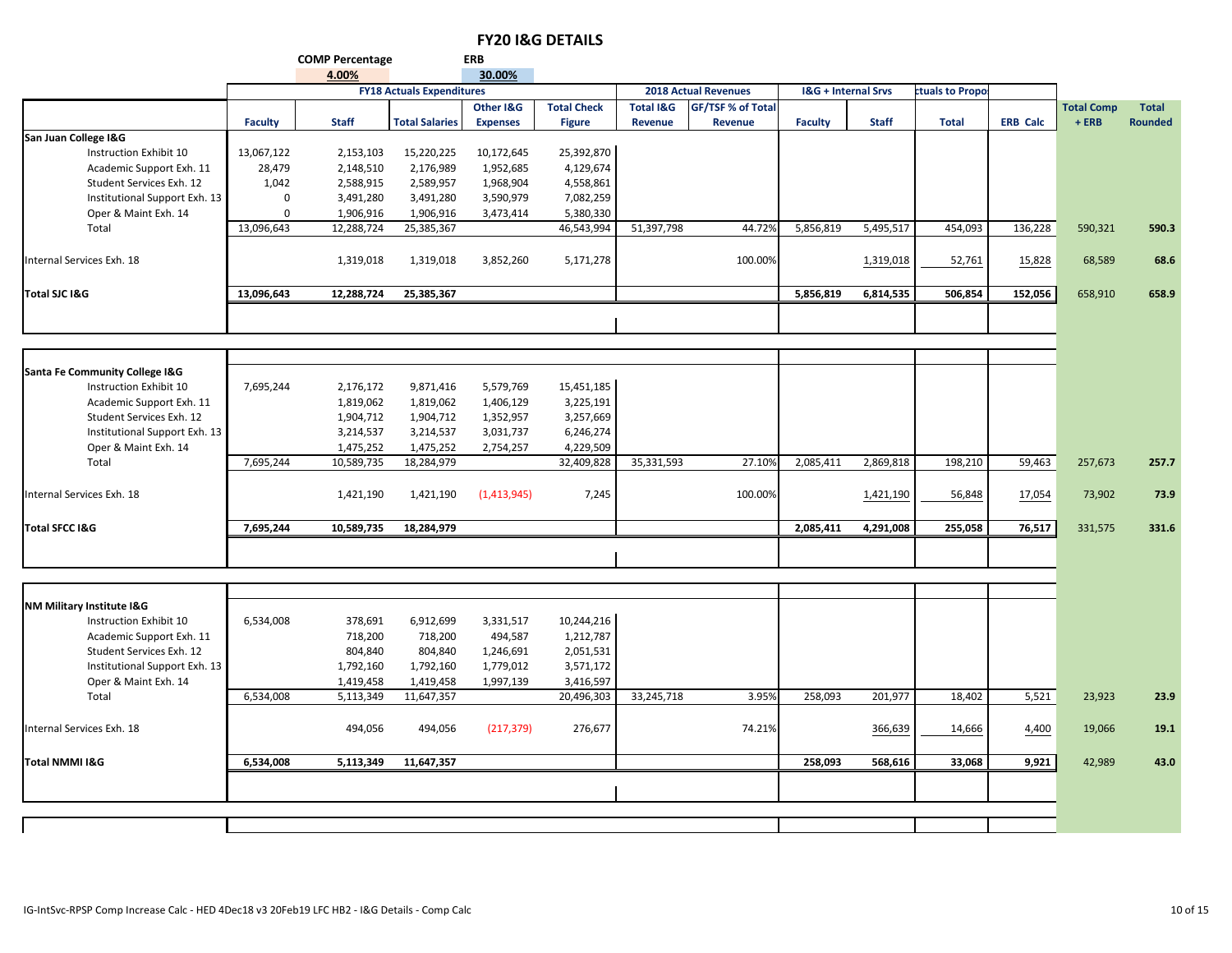# FY20 I&G DETAILS

| COMP Percentage | ERB |
|---|---|
| 4.00% | 30.00% |

| | FY18 Actuals Expenditures | | | | | 2018 Actual Revenues | | I&G + Internal Srvs | | ctuals to Propo | | | |
|---|---|---|---|---|---|---|---|---|---|---|---|---|---|
| | Faculty | Staff | Total Salaries | Other I&G Expenses | Total Check Figure | Total I&G Revenue | GF/TSF % of Total Revenue | Faculty | Staff | Total | ERB Calc | Total Comp + ERB | Total Rounded |
| **San Juan College I&G** | | | | | | | | | | | | | |
| Instruction Exhibit 10 | 13,067,122 | 2,153,103 | 15,220,225 | 10,172,645 | 25,392,870 | | | | | | | | |
| Academic Support Exh. 11 | 28,479 | 2,148,510 | 2,176,989 | 1,952,685 | 4,129,674 | | | | | | | | |
| Student Services Exh. 12 | 1,042 | 2,588,915 | 2,589,957 | 1,968,904 | 4,558,861 | | | | | | | | |
| Institutional Support Exh. 13 | 0 | 3,491,280 | 3,491,280 | 3,590,979 | 7,082,259 | | | | | | | | |
| Oper & Maint Exh. 14 | 0 | 1,906,916 | 1,906,916 | 3,473,414 | 5,380,330 | | | | | | | | |
| Total | 13,096,643 | 12,288,724 | 25,385,367 | | 46,543,994 | 51,397,798 | 44.72% | 5,856,819 | 5,495,517 | 454,093 | 136,228 | 590,321 | **590.3** |
| Internal Services Exh. 18 | | 1,319,018 | 1,319,018 | 3,852,260 | 5,171,278 | | 100.00% | | 1,319,018 | 52,761 | 15,828 | 68,589 | **68.6** |
| **Total SJC I&G** | **13,096,643** | **12,288,724** | **25,385,367** | | | | | **5,856,819** | **6,814,535** | **506,854** | **152,056** | 658,910 | **658.9** |
| **Santa Fe Community College I&G** | | | | | | | | | | | | | |
| Instruction Exhibit 10 | 7,695,244 | 2,176,172 | 9,871,416 | 5,579,769 | 15,451,185 | | | | | | | | |
| Academic Support Exh. 11 | | 1,819,062 | 1,819,062 | 1,406,129 | 3,225,191 | | | | | | | | |
| Student Services Exh. 12 | | 1,904,712 | 1,904,712 | 1,352,957 | 3,257,669 | | | | | | | | |
| Institutional Support Exh. 13 | | 3,214,537 | 3,214,537 | 3,031,737 | 6,246,274 | | | | | | | | |
| Oper & Maint Exh. 14 | | 1,475,252 | 1,475,252 | 2,754,257 | 4,229,509 | | | | | | | | |
| Total | 7,695,244 | 10,589,735 | 18,284,979 | | 32,409,828 | 35,331,593 | 27.10% | 2,085,411 | 2,869,818 | 198,210 | 59,463 | 257,673 | **257.7** |
| Internal Services Exh. 18 | | 1,421,190 | 1,421,190 | (1,413,945) | 7,245 | | 100.00% | | 1,421,190 | 56,848 | 17,054 | 73,902 | **73.9** |
| **Total SFCC I&G** | **7,695,244** | **10,589,735** | **18,284,979** | | | | | **2,085,411** | **4,291,008** | **255,058** | **76,517** | 331,575 | **331.6** |
| **NM Military Institute I&G** | | | | | | | | | | | | | |
| Instruction Exhibit 10 | 6,534,008 | 378,691 | 6,912,699 | 3,331,517 | 10,244,216 | | | | | | | | |
| Academic Support Exh. 11 | | 718,200 | 718,200 | 494,587 | 1,212,787 | | | | | | | | |
| Student Services Exh. 12 | | 804,840 | 804,840 | 1,246,691 | 2,051,531 | | | | | | | | |
| Institutional Support Exh. 13 | | 1,792,160 | 1,792,160 | 1,779,012 | 3,571,172 | | | | | | | | |
| Oper & Maint Exh. 14 | | 1,419,458 | 1,419,458 | 1,997,139 | 3,416,597 | | | | | | | | |
| Total | 6,534,008 | 5,113,349 | 11,647,357 | | 20,496,303 | 33,245,718 | 3.95% | 258,093 | 201,977 | 18,402 | 5,521 | 23,923 | **23.9** |
| Internal Services Exh. 18 | | 494,056 | 494,056 | (217,379) | 276,677 | | 74.21% | | 366,639 | 14,666 | 4,400 | 19,066 | **19.1** |
| **Total NMMI I&G** | **6,534,008** | **5,113,349** | **11,647,357** | | | | | **258,093** | **568,616** | **33,068** | **9,921** | 42,989 | **43.0** |

IG-IntSvc-RPSP Comp Increase Calc - HED 4Dec18 v3 20Feb19 LFC HB2 - I&G Details - Comp Calc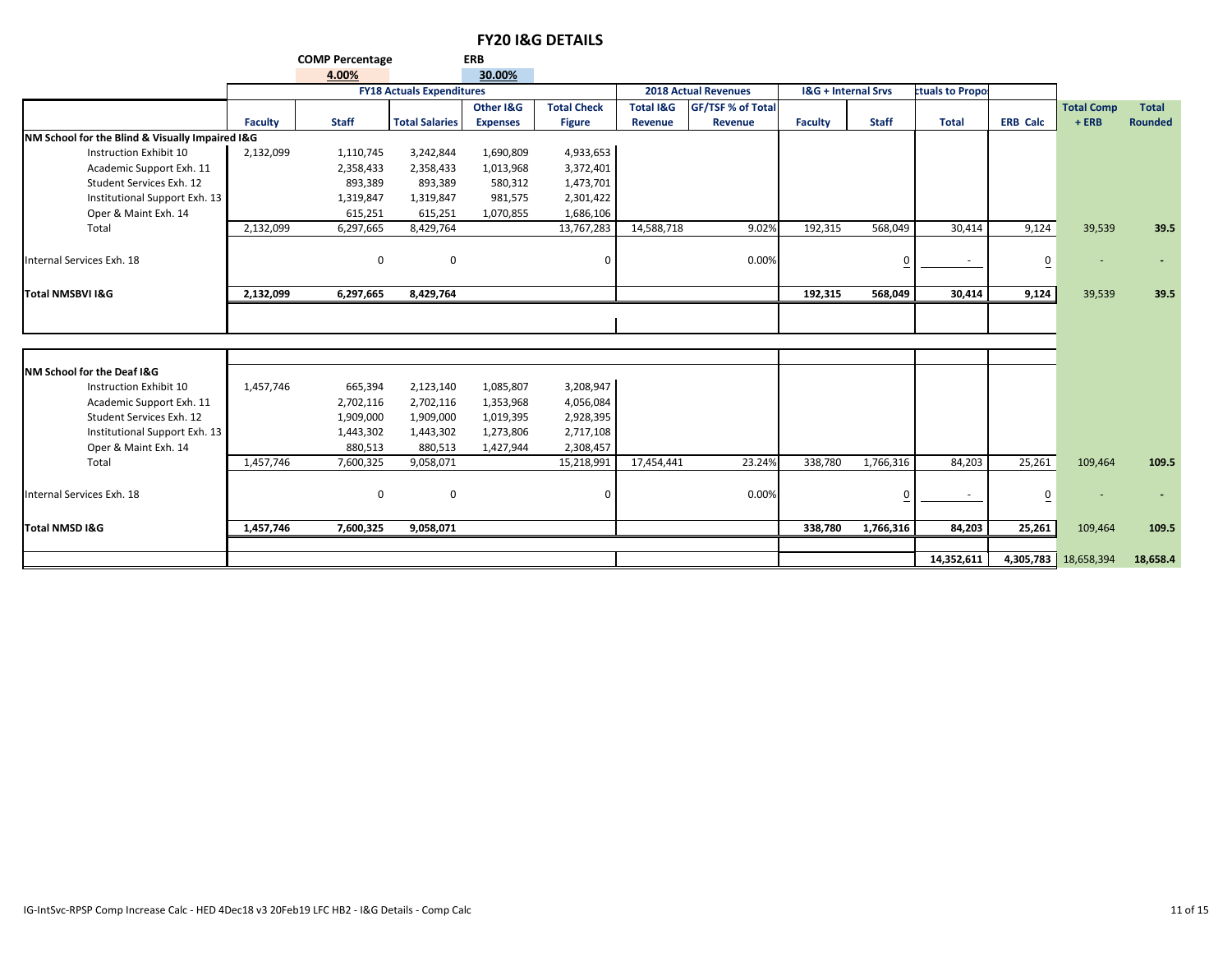# FY20 I&G DETAILS

| COMP Percentage | ERB |
|---|---|
| 4.00% | 30.00% |

| | FY18 Actuals Expenditures | | | | | 2018 Actual Revenues | | I&G + Internal Srvs | | ctuals to Propo | | | |
|---|---|---|---|---|---|---|---|---|---|---|---|---|---|
| | Faculty | Staff | Total Salaries | Other I&G Expenses | Total Check Figure | Total I&G Revenue | GF/TSF % of Total Revenue | Faculty | Staff | Total | ERB Calc | Total Comp + ERB | Total Rounded |
| **NM School for the Blind & Visually Impaired I&G** | | | | | | | | | | | | | |
| Instruction Exhibit 10 | 2,132,099 | 1,110,745 | 3,242,844 | 1,690,809 | 4,933,653 | | | | | | | | |
| Academic Support Exh. 11 | | 2,358,433 | 2,358,433 | 1,013,968 | 3,372,401 | | | | | | | | |
| Student Services Exh. 12 | | 893,389 | 893,389 | 580,312 | 1,473,701 | | | | | | | | |
| Institutional Support Exh. 13 | | 1,319,847 | 1,319,847 | 981,575 | 2,301,422 | | | | | | | | |
| Oper & Maint Exh. 14 | | 615,251 | 615,251 | 1,070,855 | 1,686,106 | | | | | | | | |
| Total | 2,132,099 | 6,297,665 | 8,429,764 | | 13,767,283 | 14,588,718 | 9.02% | 192,315 | 568,049 | 30,414 | 9,124 | 39,539 | 39.5 |
| Internal Services Exh. 18 | | 0 | 0 | | 0 | | 0.00% | | 0 | - | 0 | - | - |
| **Total NMSBVI I&G** | **2,132,099** | **6,297,665** | **8,429,764** | | | | | **192,315** | **568,049** | **30,414** | **9,124** | 39,539 | **39.5** |
| **NM School for the Deaf I&G** | | | | | | | | | | | | | |
| Instruction Exhibit 10 | 1,457,746 | 665,394 | 2,123,140 | 1,085,807 | 3,208,947 | | | | | | | | |
| Academic Support Exh. 11 | | 2,702,116 | 2,702,116 | 1,353,968 | 4,056,084 | | | | | | | | |
| Student Services Exh. 12 | | 1,909,000 | 1,909,000 | 1,019,395 | 2,928,395 | | | | | | | | |
| Institutional Support Exh. 13 | | 1,443,302 | 1,443,302 | 1,273,806 | 2,717,108 | | | | | | | | |
| Oper & Maint Exh. 14 | | 880,513 | 880,513 | 1,427,944 | 2,308,457 | | | | | | | | |
| Total | 1,457,746 | 7,600,325 | 9,058,071 | | 15,218,991 | 17,454,441 | 23.24% | 338,780 | 1,766,316 | 84,203 | 25,261 | 109,464 | 109.5 |
| Internal Services Exh. 18 | | 0 | 0 | | 0 | | 0.00% | | 0 | - | 0 | - | - |
| **Total NMSD I&G** | **1,457,746** | **7,600,325** | **9,058,071** | | | | | **338,780** | **1,766,316** | **84,203** | **25,261** | 109,464 | **109.5** |
| | | | | | | | | | | **14,352,611** | **4,305,783** | 18,658,394 | **18,658.4** |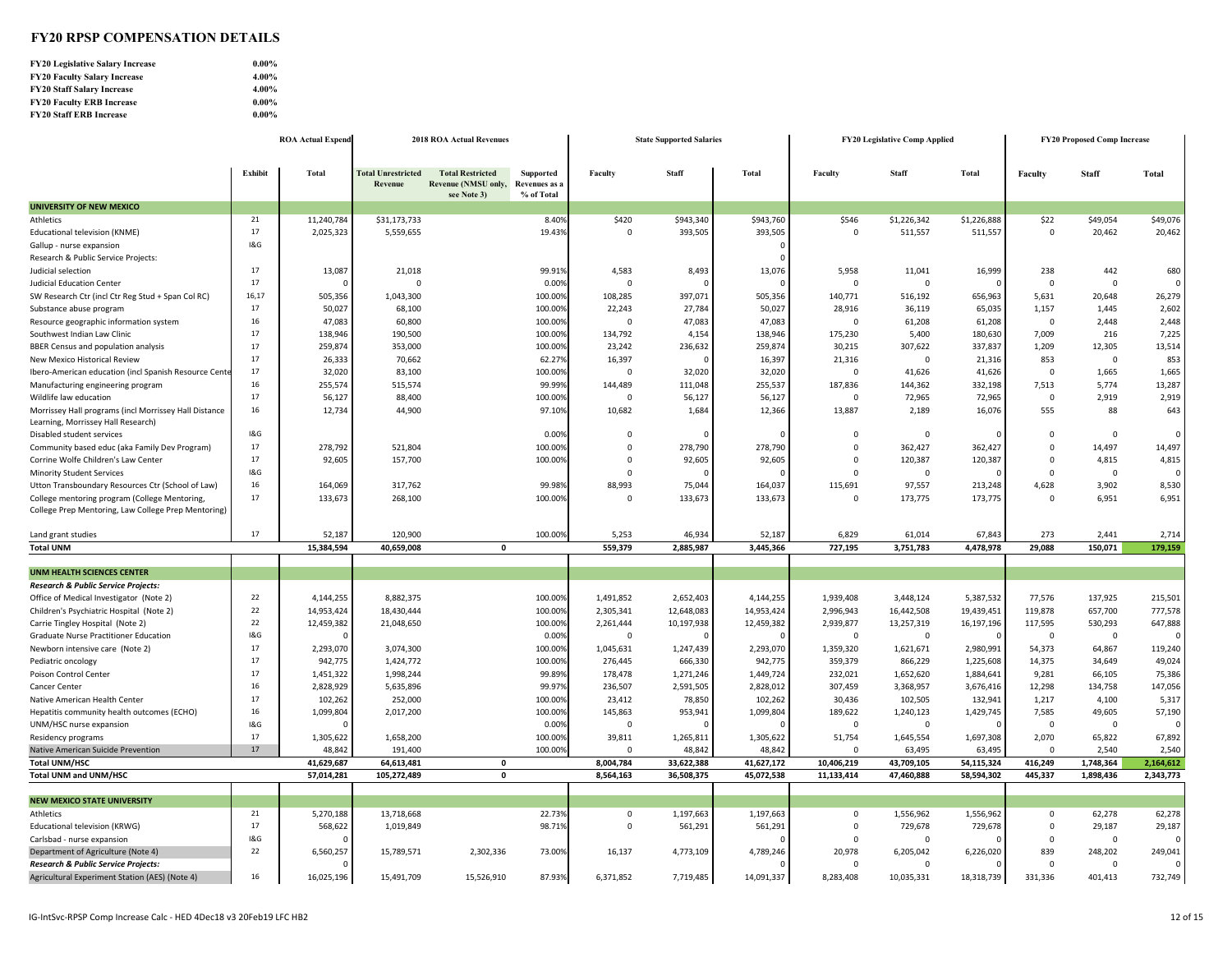# FY20 RPSP COMPENSATION DETAILS

| | |
|---|---|
| **FY20 Legislative Salary Increase** | 0.00% |
| **FY20 Faculty Salary Increase** | 4.00% |
| **FY20 Staff Salary Increase** | 4.00% |
| **FY20 Faculty ERB Increase** | 0.00% |
| **FY20 Staff ERB Increase** | 0.00% |

| | | ROA Actual Expend | 2018 ROA Actual Revenues | | | State Supported Salaries | | | FY20 Legislative Comp Applied | | | FY20 Proposed Comp Increase | | |
|---|---|---|---|---|---|---|---|---|---|---|---|---|---|---|
| | Exhibit | Total | Total Unrestricted Revenue | Total Restricted Revenue (NMSU only, see Note 3) | Supported Revenues as a % of Total | Faculty | Staff | Total | Faculty | Staff | Total | Faculty | Staff | Total |
| **UNIVERSITY OF NEW MEXICO** | | | | | | | | | | | | | | |
| Athletics | 21 | 11,240,784 | $31,173,733 | | 8.40% | $420 | $943,340 | $943,760 | $546 | $1,226,342 | $1,226,888 | $22 | $49,054 | $49,076 |
| Educational television (KNME) | 17 | 2,025,323 | 5,559,655 | | 19.43% | 0 | 393,505 | 393,505 | 0 | 511,557 | 511,557 | 0 | 20,462 | 20,462 |
| Gallup - nurse expansion | I&G | | | | | | | 0 | | | | | | |
| Research & Public Service Projects: | | | | | | | | 0 | | | | | | |
| Judicial selection | 17 | 13,087 | 21,018 | | 99.91% | 4,583 | 8,493 | 13,076 | 5,958 | 11,041 | 16,999 | 238 | 442 | 680 |
| Judicial Education Center | 17 | 0 | 0 | | 0.00% | 0 | 0 | 0 | 0 | 0 | 0 | 0 | 0 | 0 |
| SW Research Ctr (incl Ctr Reg Stud + Span Col RC) | 16,17 | 505,356 | 1,043,300 | | 100.00% | 108,285 | 397,071 | 505,356 | 140,771 | 516,192 | 656,963 | 5,631 | 20,648 | 26,279 |
| Substance abuse program | 17 | 50,027 | 68,100 | | 100.00% | 22,243 | 27,784 | 50,027 | 28,916 | 36,119 | 65,035 | 1,157 | 1,445 | 2,602 |
| Resource geographic information system | 16 | 47,083 | 60,800 | | 100.00% | 0 | 47,083 | 47,083 | 0 | 61,208 | 61,208 | 0 | 2,448 | 2,448 |
| Southwest Indian Law Clinic | 17 | 138,946 | 190,500 | | 100.00% | 134,792 | 4,154 | 138,946 | 175,230 | 5,400 | 180,630 | 7,009 | 216 | 7,225 |
| BBER Census and population analysis | 17 | 259,874 | 353,000 | | 100.00% | 23,242 | 236,632 | 259,874 | 30,215 | 307,622 | 337,837 | 1,209 | 12,305 | 13,514 |
| New Mexico Historical Review | 17 | 26,333 | 70,662 | | 62.27% | 16,397 | 0 | 16,397 | 21,316 | 0 | 21,316 | 853 | 0 | 853 |
| Ibero-American education (incl Spanish Resource Cente | 17 | 32,020 | 83,100 | | 100.00% | 0 | 32,020 | 32,020 | 0 | 41,626 | 41,626 | 0 | 1,665 | 1,665 |
| Manufacturing engineering program | 16 | 255,574 | 515,574 | | 99.99% | 144,489 | 111,048 | 255,537 | 187,836 | 144,362 | 332,198 | 7,513 | 5,774 | 13,287 |
| Wildlife law education | 17 | 56,127 | 88,400 | | 100.00% | 0 | 56,127 | 56,127 | 0 | 72,965 | 72,965 | 0 | 2,919 | 2,919 |
| Morrissey Hall programs (incl Morrissey Hall Distance Learning, Morrissey Hall Research) | 16 | 12,734 | 44,900 | | 97.10% | 10,682 | 1,684 | 12,366 | 13,887 | 2,189 | 16,076 | 555 | 88 | 643 |
| Disabled student services | I&G | | | | 0.00% | 0 | 0 | 0 | 0 | 0 | 0 | 0 | 0 | 0 |
| Community based educ (aka Family Dev Program) | 17 | 278,792 | 521,804 | | 100.00% | 0 | 278,790 | 278,790 | 0 | 362,427 | 362,427 | 0 | 14,497 | 14,497 |
| Corrine Wolfe Children's Law Center | 17 | 92,605 | 157,700 | | 100.00% | 0 | 92,605 | 92,605 | 0 | 120,387 | 120,387 | 0 | 4,815 | 4,815 |
| Minority Student Services | I&G | | | | | 0 | 0 | 0 | 0 | 0 | 0 | 0 | 0 | 0 |
| Utton Transboundary Resources Ctr (School of Law) | 16 | 164,069 | 317,762 | | 99.98% | 88,993 | 75,044 | 164,037 | 115,691 | 97,557 | 213,248 | 4,628 | 3,902 | 8,530 |
| College mentoring program (College Mentoring, College Prep Mentoring, Law College Prep Mentoring) | 17 | 133,673 | 268,100 | | 100.00% | 0 | 133,673 | 133,673 | 0 | 173,775 | 173,775 | 0 | 6,951 | 6,951 |
| Land grant studies | 17 | 52,187 | 120,900 | | 100.00% | 5,253 | 46,934 | 52,187 | 6,829 | 61,014 | 67,843 | 273 | 2,441 | 2,714 |
| **Total UNM** | | **15,384,594** | **40,659,008** | **0** | | **559,379** | **2,885,987** | **3,445,366** | **727,195** | **3,751,783** | **4,478,978** | **29,088** | **150,071** | **179,159** |
| **UNM HEALTH SCIENCES CENTER** | | | | | | | | | | | | | | |
| ***Research & Public Service Projects:*** | | | | | | | | | | | | | | |
| Office of Medical Investigator (Note 2) | 22 | 4,144,255 | 8,882,375 | | 100.00% | 1,491,852 | 2,652,403 | 4,144,255 | 1,939,408 | 3,448,124 | 5,387,532 | 77,576 | 137,925 | 215,501 |
| Children's Psychiatric Hospital (Note 2) | 22 | 14,953,424 | 18,430,444 | | 100.00% | 2,305,341 | 12,648,083 | 14,953,424 | 2,996,943 | 16,442,508 | 19,439,451 | 119,878 | 657,700 | 777,578 |
| Carrie Tingley Hospital (Note 2) | 22 | 12,459,382 | 21,048,650 | | 100.00% | 2,261,444 | 10,197,938 | 12,459,382 | 2,939,877 | 13,257,319 | 16,197,196 | 117,595 | 530,293 | 647,888 |
| Graduate Nurse Practitioner Education | I&G | 0 | | | 0.00% | 0 | 0 | 0 | 0 | 0 | 0 | 0 | 0 | 0 |
| Newborn intensive care (Note 2) | 17 | 2,293,070 | 3,074,300 | | 100.00% | 1,045,631 | 1,247,439 | 2,293,070 | 1,359,320 | 1,621,671 | 2,980,991 | 54,373 | 64,867 | 119,240 |
| Pediatric oncology | 17 | 942,775 | 1,424,772 | | 100.00% | 276,445 | 666,330 | 942,775 | 359,379 | 866,229 | 1,225,608 | 14,375 | 34,649 | 49,024 |
| Poison Control Center | 17 | 1,451,322 | 1,998,244 | | 99.89% | 178,478 | 1,271,246 | 1,449,724 | 232,021 | 1,652,620 | 1,884,641 | 9,281 | 66,105 | 75,386 |
| Cancer Center | 16 | 2,828,929 | 5,635,896 | | 99.97% | 236,507 | 2,591,505 | 2,828,012 | 307,459 | 3,368,957 | 3,676,416 | 12,298 | 134,758 | 147,056 |
| Native American Health Center | 17 | 102,262 | 252,000 | | 100.00% | 23,412 | 78,850 | 102,262 | 30,436 | 102,505 | 132,941 | 1,217 | 4,100 | 5,317 |
| Hepatitis community health outcomes (ECHO) | 16 | 1,099,804 | 2,017,200 | | 100.00% | 145,863 | 953,941 | 1,099,804 | 189,622 | 1,240,123 | 1,429,745 | 7,585 | 49,605 | 57,190 |
| UNM/HSC nurse expansion | I&G | 0 | | | 0.00% | 0 | 0 | 0 | 0 | 0 | 0 | 0 | 0 | 0 |
| Residency programs | 17 | 1,305,622 | 1,658,200 | | 100.00% | 39,811 | 1,265,811 | 1,305,622 | 51,754 | 1,645,554 | 1,697,308 | 2,070 | 65,822 | 67,892 |
| Native American Suicide Prevention | 17 | 48,842 | 191,400 | | 100.00% | 0 | 48,842 | 48,842 | 0 | 63,495 | 63,495 | 0 | 2,540 | 2,540 |
| **Total UNM/HSC** | | **41,629,687** | **64,613,481** | **0** | | **8,004,784** | **33,622,388** | **41,627,172** | **10,406,219** | **43,709,105** | **54,115,324** | **416,249** | **1,748,364** | **2,164,612** |
| **Total UNM and UNM/HSC** | | **57,014,281** | **105,272,489** | **0** | | **8,564,163** | **36,508,375** | **45,072,538** | **11,133,414** | **47,460,888** | **58,594,302** | **445,337** | **1,898,436** | **2,343,773** |
| **NEW MEXICO STATE UNIVERSITY** | | | | | | | | | | | | | | |
| Athletics | 21 | 5,270,188 | 13,718,668 | | 22.73% | 0 | 1,197,663 | 1,197,663 | 0 | 1,556,962 | 1,556,962 | 0 | 62,278 | 62,278 |
| Educational television (KRWG) | 17 | 568,622 | 1,019,849 | | 98.71% | 0 | 561,291 | 561,291 | 0 | 729,678 | 729,678 | 0 | 29,187 | 29,187 |
| Carlsbad - nurse expansion | I&G | 0 | | | | | | 0 | 0 | 0 | 0 | 0 | 0 | 0 |
| Department of Agriculture (Note 4) | 22 | 6,560,257 | 15,789,571 | 2,302,336 | 73.00% | 16,137 | 4,773,109 | 4,789,246 | 20,978 | 6,205,042 | 6,226,020 | 839 | 248,202 | 249,041 |
| ***Research & Public Service Projects:*** | | 0 | | | | | | 0 | 0 | 0 | 0 | 0 | 0 | 0 |
| Agricultural Experiment Station (AES) (Note 4) | 16 | 16,025,196 | 15,491,709 | 15,526,910 | 87.93% | 6,371,852 | 7,719,485 | 14,091,337 | 8,283,408 | 10,035,331 | 18,318,739 | 331,336 | 401,413 | 732,749 |

IG-IntSvc-RPSP Comp Increase Calc - HED 4Dec18 v3 20Feb19 LFC HB2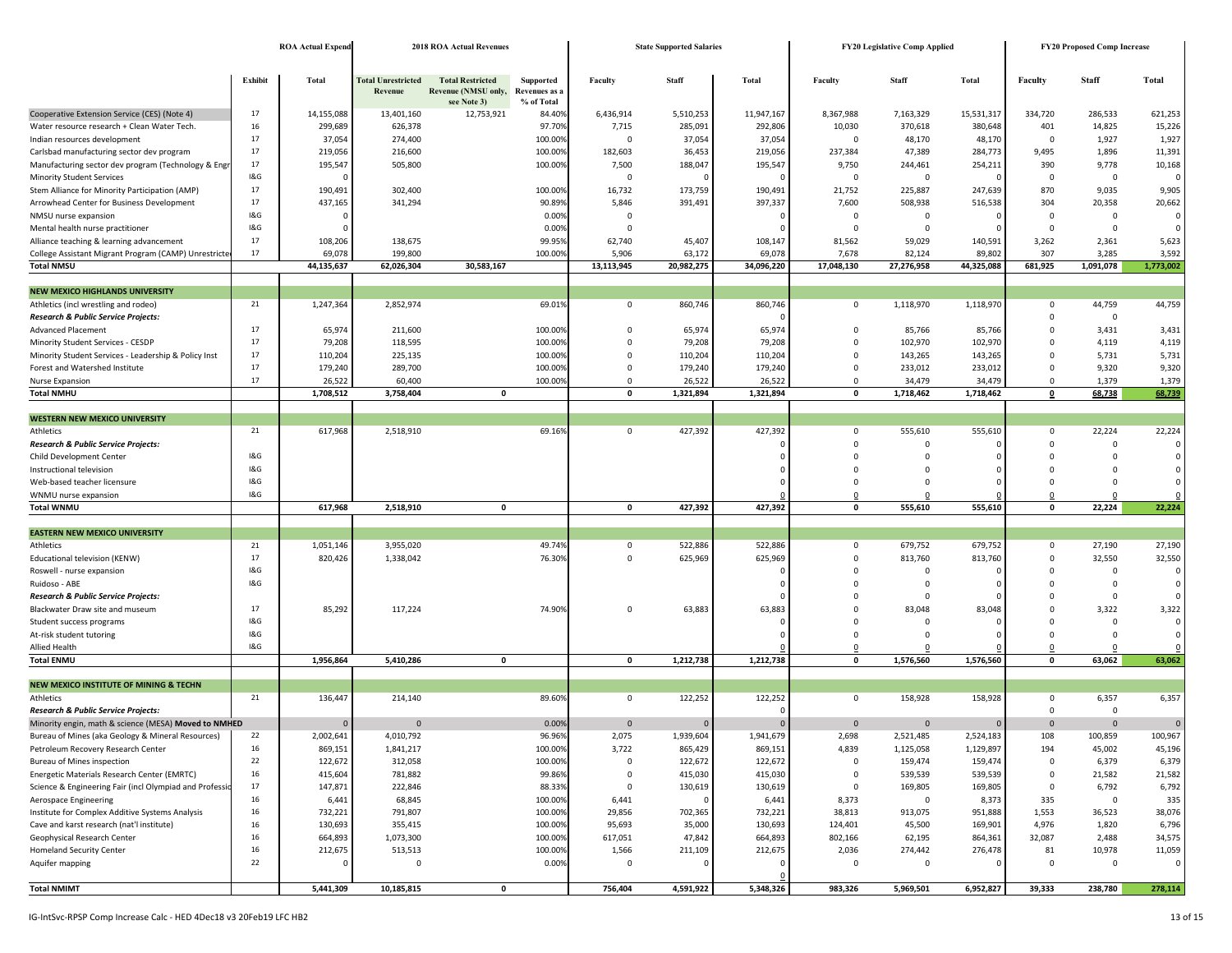| | Exhibit | ROA Actual Expend Total | 2018 ROA Actual Revenues Total Unrestricted Revenue | Total Restricted Revenue (NMSU only, see Note 3) | Supported Revenues as a % of Total | State Supported Salaries Faculty | Staff | Total | FY20 Legislative Comp Applied Faculty | Staff | Total | FY20 Proposed Comp Increase Faculty | Staff | Total |
|---|---|---|---|---|---|---|---|---|---|---|---|---|---|---|
| Cooperative Extension Service (CES) (Note 4) | 17 | 14,155,088 | 13,401,160 | 12,753,921 | 84.40% | 6,436,914 | 5,510,253 | 11,947,167 | 8,367,988 | 7,163,329 | 15,531,317 | 334,720 | 286,533 | 621,253 |
| Water resource research + Clean Water Tech. | 16 | 299,689 | 626,378 | | 97.70% | 7,715 | 285,091 | 292,806 | 10,030 | 370,618 | 380,648 | 401 | 14,825 | 15,226 |
| Indian resources development | 17 | 37,054 | 274,400 | | 100.00% | 0 | 37,054 | 37,054 | 0 | 48,170 | 48,170 | 0 | 1,927 | 1,927 |
| Carlsbad manufacturing sector dev program | 17 | 219,056 | 216,600 | | 100.00% | 182,603 | 36,453 | 219,056 | 237,384 | 47,389 | 284,773 | 9,495 | 1,896 | 11,391 |
| Manufacturing sector dev program (Technology & Engr | 17 | 195,547 | 505,800 | | 100.00% | 7,500 | 188,047 | 195,547 | 9,750 | 244,461 | 254,211 | 390 | 9,778 | 10,168 |
| Minority Student Services | I&G | 0 | | | | 0 | 0 | 0 | 0 | 0 | 0 | 0 | 0 | 0 |
| Stem Alliance for Minority Participation (AMP) | 17 | 190,491 | 302,400 | | 100.00% | 16,732 | 173,759 | 190,491 | 21,752 | 225,887 | 247,639 | 870 | 9,035 | 9,905 |
| Arrowhead Center for Business Development | 17 | 437,165 | 341,294 | | 90.89% | 5,846 | 391,491 | 397,337 | 7,600 | 508,938 | 516,538 | 304 | 20,358 | 20,662 |
| NMSU nurse expansion | I&G | 0 | | | 0.00% | 0 | | 0 | 0 | 0 | 0 | 0 | 0 | 0 |
| Mental health nurse practitioner | I&G | 0 | | | 0.00% | 0 | | 0 | 0 | 0 | 0 | 0 | 0 | 0 |
| Alliance teaching & learning advancement | 17 | 108,206 | 138,675 | | 99.95% | 62,740 | 45,407 | 108,147 | 81,562 | 59,029 | 140,591 | 3,262 | 2,361 | 5,623 |
| College Assistant Migrant Program (CAMP) Unrestricte | 17 | 69,078 | 199,800 | | 100.00% | 5,906 | 63,172 | 69,078 | 7,678 | 82,124 | 89,802 | 307 | 3,285 | 3,592 |
| **Total NMSU** | | **44,135,637** | **62,026,304** | **30,583,167** | | **13,113,945** | **20,982,275** | **34,096,220** | **17,048,130** | **27,276,958** | **44,325,088** | **681,925** | **1,091,078** | **1,773,002** |
| **NEW MEXICO HIGHLANDS UNIVERSITY** | | | | | | | | | | | | | | |
| Athletics (incl wrestling and rodeo) | 21 | 1,247,364 | 2,852,974 | | 69.01% | 0 | 860,746 | 860,746 | 0 | 1,118,970 | 1,118,970 | 0 | 44,759 | 44,759 |
| ***Research & Public Service Projects:*** | | | | | | | | 0 | | | | 0 | 0 | |
| Advanced Placement | 17 | 65,974 | 211,600 | | 100.00% | 0 | 65,974 | 65,974 | 0 | 85,766 | 85,766 | 0 | 3,431 | 3,431 |
| Minority Student Services - CESDP | 17 | 79,208 | 118,595 | | 100.00% | 0 | 79,208 | 79,208 | 0 | 102,970 | 102,970 | 0 | 4,119 | 4,119 |
| Minority Student Services - Leadership & Policy Inst | 17 | 110,204 | 225,135 | | 100.00% | 0 | 110,204 | 110,204 | 0 | 143,265 | 143,265 | 0 | 5,731 | 5,731 |
| Forest and Watershed Institute | 17 | 179,240 | 289,700 | | 100.00% | 0 | 179,240 | 179,240 | 0 | 233,012 | 233,012 | 0 | 9,320 | 9,320 |
| Nurse Expansion | 17 | 26,522 | 60,400 | | 100.00% | 0 | 26,522 | 26,522 | 0 | 34,479 | 34,479 | 0 | 1,379 | 1,379 |
| **Total NMHU** | | **1,708,512** | **3,758,404** | **0** | | **0** | **1,321,894** | **1,321,894** | **0** | **1,718,462** | **1,718,462** | **0** | **68,738** | **68,739** |
| **WESTERN NEW MEXICO UNIVERSITY** | | | | | | | | | | | | | | |
| Athletics | 21 | 617,968 | 2,518,910 | | 69.16% | 0 | 427,392 | 427,392 | 0 | 555,610 | 555,610 | 0 | 22,224 | 22,224 |
| ***Research & Public Service Projects:*** | | | | | | | | 0 | 0 | 0 | 0 | 0 | 0 | 0 |
| Child Development Center | I&G | | | | | | | 0 | 0 | 0 | 0 | 0 | 0 | 0 |
| Instructional television | I&G | | | | | | | 0 | 0 | 0 | 0 | 0 | 0 | 0 |
| Web-based teacher licensure | I&G | | | | | | | 0 | 0 | 0 | 0 | 0 | 0 | 0 |
| WNMU nurse expansion | I&G | | | | | | | 0 | 0 | 0 | 0 | 0 | 0 | 0 |
| **Total WNMU** | | **617,968** | **2,518,910** | **0** | | **0** | **427,392** | **427,392** | **0** | **555,610** | **555,610** | **0** | **22,224** | **22,224** |
| **EASTERN NEW MEXICO UNIVERSITY** | | | | | | | | | | | | | | |
| Athletics | 21 | 1,051,146 | 3,955,020 | | 49.74% | 0 | 522,886 | 522,886 | 0 | 679,752 | 679,752 | 0 | 27,190 | 27,190 |
| Educational television (KENW) | 17 | 820,426 | 1,338,042 | | 76.30% | 0 | 625,969 | 625,969 | 0 | 813,760 | 813,760 | 0 | 32,550 | 32,550 |
| Roswell - nurse expansion | I&G | | | | | | | 0 | 0 | 0 | 0 | 0 | 0 | 0 |
| Ruidoso - ABE | I&G | | | | | | | 0 | 0 | 0 | 0 | 0 | 0 | 0 |
| ***Research & Public Service Projects:*** | | | | | | | | 0 | 0 | 0 | 0 | 0 | 0 | 0 |
| Blackwater Draw site and museum | 17 | 85,292 | 117,224 | | 74.90% | 0 | 63,883 | 63,883 | 0 | 83,048 | 83,048 | 0 | 3,322 | 3,322 |
| Student success programs | I&G | | | | | | | 0 | 0 | 0 | 0 | 0 | 0 | 0 |
| At-risk student tutoring | I&G | | | | | | | 0 | 0 | 0 | 0 | 0 | 0 | 0 |
| Allied Health | I&G | | | | | | | 0 | 0 | 0 | 0 | 0 | 0 | 0 |
| **Total ENMU** | | **1,956,864** | **5,410,286** | **0** | | **0** | **1,212,738** | **1,212,738** | **0** | **1,576,560** | **1,576,560** | **0** | **63,062** | **63,062** |
| **NEW MEXICO INSTITUTE OF MINING & TECHN** | | | | | | | | | | | | | | |
| Athletics | 21 | 136,447 | 214,140 | | 89.60% | 0 | 122,252 | 122,252 | 0 | 158,928 | 158,928 | 0 | 6,357 | 6,357 |
| ***Research & Public Service Projects:*** | | | | | | | | 0 | | | | 0 | 0 | |
| Minority engin, math & science (MESA) **Moved to NMHED** | | 0 | 0 | | 0.00% | 0 | 0 | 0 | 0 | 0 | 0 | 0 | 0 | 0 |
| Bureau of Mines (aka Geology & Mineral Resources) | 22 | 2,002,641 | 4,010,792 | | 96.96% | 2,075 | 1,939,604 | 1,941,679 | 2,698 | 2,521,485 | 2,524,183 | 108 | 100,859 | 100,967 |
| Petroleum Recovery Research Center | 16 | 869,151 | 1,841,217 | | 100.00% | 3,722 | 865,429 | 869,151 | 4,839 | 1,125,058 | 1,129,897 | 194 | 45,002 | 45,196 |
| Bureau of Mines inspection | 22 | 122,672 | 312,058 | | 100.00% | 0 | 122,672 | 122,672 | 0 | 159,474 | 159,474 | 0 | 6,379 | 6,379 |
| Energetic Materials Research Center (EMRTC) | 16 | 415,604 | 781,882 | | 99.86% | 0 | 415,030 | 415,030 | 0 | 539,539 | 539,539 | 0 | 21,582 | 21,582 |
| Science & Engineering Fair (incl Olympiad and Professio | 17 | 147,871 | 222,846 | | 88.33% | 0 | 130,619 | 130,619 | 0 | 169,805 | 169,805 | 0 | 6,792 | 6,792 |
| Aerospace Engineering | 16 | 6,441 | 68,845 | | 100.00% | 6,441 | 0 | 6,441 | 8,373 | 0 | 8,373 | 335 | 0 | 335 |
| Institute for Complex Additive Systems Analysis | 16 | 732,221 | 791,807 | | 100.00% | 29,856 | 702,365 | 732,221 | 38,813 | 913,075 | 951,888 | 1,553 | 36,523 | 38,076 |
| Cave and karst research (nat'l institute) | 16 | 130,693 | 355,415 | | 100.00% | 95,693 | 35,000 | 130,693 | 124,401 | 45,500 | 169,901 | 4,976 | 1,820 | 6,796 |
| Geophysical Research Center | 16 | 664,893 | 1,073,300 | | 100.00% | 617,051 | 47,842 | 664,893 | 802,166 | 62,195 | 864,361 | 32,087 | 2,488 | 34,575 |
| Homeland Security Center | 16 | 212,675 | 513,513 | | 100.00% | 1,566 | 211,109 | 212,675 | 2,036 | 274,442 | 276,478 | 81 | 10,978 | 11,059 |
| Aquifer mapping | 22 | 0 | 0 | | 0.00% | 0 | 0 | 0 | 0 | 0 | 0 | 0 | 0 | 0 |
| **Total NMIMT** | | **5,441,309** | **10,185,815** | **0** | | **756,404** | **4,591,922** | **5,348,326** | **983,326** | **5,969,501** | **6,952,827** | **39,333** | **238,780** | **278,114** |

IG-IntSvc-RPSP Comp Increase Calc - HED 4Dec18 v3 20Feb19 LFC HB2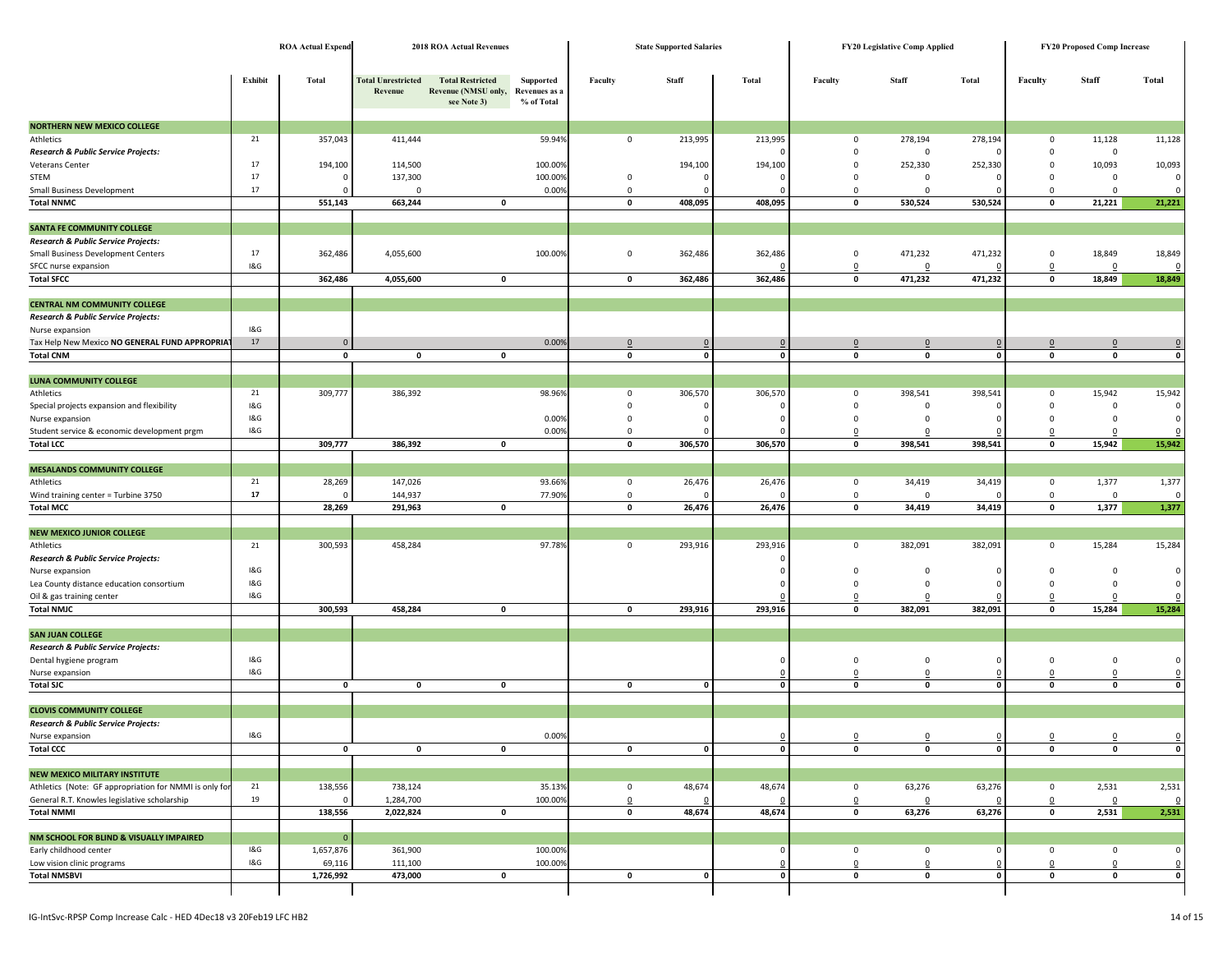| | Exhibit | ROA Actual Expend Total | 2018 ROA Actual Revenues Total Unrestricted Revenue | Total Restricted Revenue (NMSU only, see Note 3) | Supported Revenues as a % of Total | State Supported Salaries Faculty | Staff | Total | FY20 Legislative Comp Applied Faculty | Staff | Total | FY20 Proposed Comp Increase Faculty | Staff | Total |
|---|---|---|---|---|---|---|---|---|---|---|---|---|---|---|
| **NORTHERN NEW MEXICO COLLEGE** | | | | | | | | | | | | | | |
| Athletics | 21 | 357,043 | 411,444 | | 59.94% | 0 | 213,995 | 213,995 | 0 | 278,194 | 278,194 | 0 | 11,128 | 11,128 |
| ***Research & Public Service Projects:*** | | | | | | | | 0 | 0 | 0 | 0 | 0 | 0 | |
| Veterans Center | 17 | 194,100 | 114,500 | | 100.00% | | 194,100 | 194,100 | 0 | 252,330 | 252,330 | 0 | 10,093 | 10,093 |
| STEM | 17 | 0 | 137,300 | | 100.00% | 0 | 0 | 0 | 0 | 0 | 0 | 0 | 0 | 0 |
| Small Business Development | 17 | 0 | 0 | | 0.00% | 0 | 0 | 0 | 0 | 0 | 0 | 0 | 0 | 0 |
| **Total NNMC** | | **551,143** | **663,244** | **0** | | **0** | **408,095** | **408,095** | **0** | **530,524** | **530,524** | **0** | **21,221** | **21,221** |
| **SANTA FE COMMUNITY COLLEGE** | | | | | | | | | | | | | | |
| ***Research & Public Service Projects:*** | | | | | | | | | | | | | | |
| Small Business Development Centers | 17 | 362,486 | 4,055,600 | | 100.00% | 0 | 362,486 | 362,486 | 0 | 471,232 | 471,232 | 0 | 18,849 | 18,849 |
| SFCC nurse expansion | I&G | | | | | | | 0 | 0 | 0 | 0 | 0 | 0 | 0 |
| **Total SFCC** | | **362,486** | **4,055,600** | **0** | | **0** | **362,486** | **362,486** | **0** | **471,232** | **471,232** | **0** | **18,849** | **18,849** |
| **CENTRAL NM COMMUNITY COLLEGE** | | | | | | | | | | | | | | |
| ***Research & Public Service Projects:*** | | | | | | | | | | | | | | |
| Nurse expansion | I&G | | | | | | | | | | | | | |
| Tax Help New Mexico **NO GENERAL FUND APPROPRIAT** | 17 | 0 | | | 0.00% | 0 | 0 | 0 | 0 | 0 | 0 | 0 | 0 | 0 |
| **Total CNM** | | **0** | **0** | **0** | | **0** | **0** | **0** | **0** | **0** | **0** | **0** | **0** | **0** |
| **LUNA COMMUNITY COLLEGE** | | | | | | | | | | | | | | |
| Athletics | 21 | 309,777 | 386,392 | | 98.96% | 0 | 306,570 | 306,570 | 0 | 398,541 | 398,541 | 0 | 15,942 | 15,942 |
| Special projects expansion and flexibility | I&G | | | | | 0 | 0 | 0 | 0 | 0 | 0 | 0 | 0 | 0 |
| Nurse expansion | I&G | | | | 0.00% | 0 | 0 | 0 | 0 | 0 | 0 | 0 | 0 | 0 |
| Student service & economic development prgm | I&G | | | | 0.00% | 0 | 0 | 0 | 0 | 0 | 0 | 0 | 0 | 0 |
| **Total LCC** | | **309,777** | **386,392** | **0** | | **0** | **306,570** | **306,570** | **0** | **398,541** | **398,541** | **0** | **15,942** | **15,942** |
| **MESALANDS COMMUNITY COLLEGE** | | | | | | | | | | | | | | |
| Athletics | 21 | 28,269 | 147,026 | | 93.66% | 0 | 26,476 | 26,476 | 0 | 34,419 | 34,419 | 0 | 1,377 | 1,377 |
| Wind training center = Turbine 3750 | 17 | 0 | 144,937 | | 77.90% | 0 | 0 | 0 | 0 | 0 | 0 | 0 | 0 | 0 |
| **Total MCC** | | **28,269** | **291,963** | **0** | | **0** | **26,476** | **26,476** | **0** | **34,419** | **34,419** | **0** | **1,377** | **1,377** |
| **NEW MEXICO JUNIOR COLLEGE** | | | | | | | | | | | | | | |
| Athletics | 21 | 300,593 | 458,284 | | 97.78% | 0 | 293,916 | 293,916 | 0 | 382,091 | 382,091 | 0 | 15,284 | 15,284 |
| ***Research & Public Service Projects:*** | | | | | | | | 0 | | | | | | |
| Nurse expansion | I&G | | | | | | | 0 | 0 | 0 | 0 | 0 | 0 | 0 |
| Lea County distance education consortium | I&G | | | | | | | 0 | 0 | 0 | 0 | 0 | 0 | 0 |
| Oil & gas training center | I&G | | | | | | | 0 | 0 | 0 | 0 | 0 | 0 | 0 |
| **Total NMJC** | | **300,593** | **458,284** | **0** | | **0** | **293,916** | **293,916** | **0** | **382,091** | **382,091** | **0** | **15,284** | **15,284** |
| **SAN JUAN COLLEGE** | | | | | | | | | | | | | | |
| ***Research & Public Service Projects:*** | | | | | | | | | | | | | | |
| Dental hygiene program | I&G | | | | | | | 0 | 0 | 0 | 0 | 0 | 0 | 0 |
| Nurse expansion | I&G | | | | | | | 0 | 0 | 0 | 0 | 0 | 0 | 0 |
| **Total SJC** | | **0** | **0** | **0** | | **0** | **0** | **0** | **0** | **0** | **0** | **0** | **0** | **0** |
| **CLOVIS COMMUNITY COLLEGE** | | | | | | | | | | | | | | |
| ***Research & Public Service Projects:*** | | | | | | | | | | | | | | |
| Nurse expansion | I&G | | | | 0.00% | | | 0 | 0 | 0 | 0 | 0 | 0 | 0 |
| **Total CCC** | | **0** | **0** | **0** | | **0** | **0** | **0** | **0** | **0** | **0** | **0** | **0** | **0** |
| **NEW MEXICO MILITARY INSTITUTE** | | | | | | | | | | | | | | |
| Athletics (Note: GF appropriation for NMMI is only for | 21 | 138,556 | 738,124 | | 35.13% | 0 | 48,674 | 48,674 | 0 | 63,276 | 63,276 | 0 | 2,531 | 2,531 |
| General R.T. Knowles legislative scholarship | 19 | 0 | 1,284,700 | | 100.00% | 0 | 0 | 0 | 0 | 0 | 0 | 0 | 0 | 0 |
| **Total NMMI** | | **138,556** | **2,022,824** | **0** | | **0** | **48,674** | **48,674** | **0** | **63,276** | **63,276** | **0** | **2,531** | **2,531** |
| **NM SCHOOL FOR BLIND & VISUALLY IMPAIRED** | | 0 | | | | | | | | | | | | |
| Early childhood center | I&G | 1,657,876 | 361,900 | | 100.00% | | | 0 | 0 | 0 | 0 | 0 | 0 | 0 |
| Low vision clinic programs | I&G | 69,116 | 111,100 | | 100.00% | | | 0 | 0 | 0 | 0 | 0 | 0 | 0 |
| **Total NMSBVI** | | **1,726,992** | **473,000** | **0** | | **0** | **0** | **0** | **0** | **0** | **0** | **0** | **0** | **0** |

IG-IntSvc-RPSP Comp Increase Calc - HED 4Dec18 v3 20Feb19 LFC HB2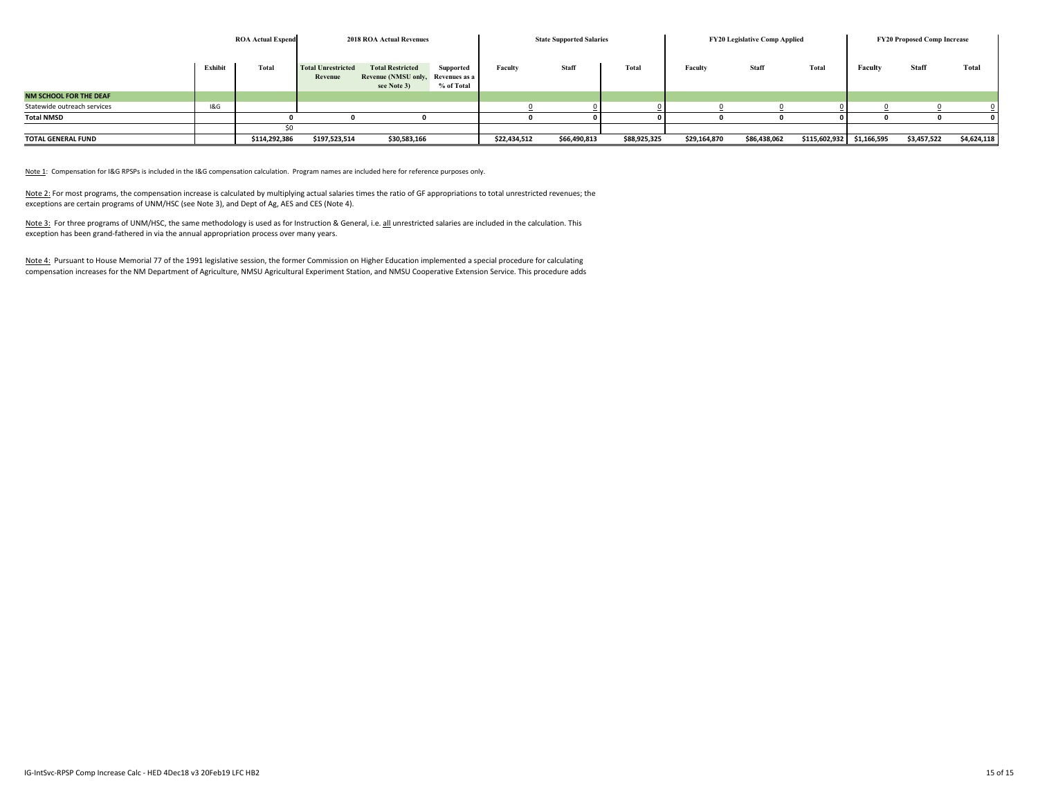| | | ROA Actual Expend | 2018 ROA Actual Revenues | | | State Supported Salaries | | | FY20 Legislative Comp Applied | | | FY20 Proposed Comp Increase | | |
|---|---|---|---|---|---|---|---|---|---|---|---|---|---|---|
| | Exhibit | Total | Total Unrestricted Revenue | Total Restricted Revenue (NMSU only, see Note 3) | Supported Revenues as a % of Total | Faculty | Staff | Total | Faculty | Staff | Total | Faculty | Staff | Total |
| **NM SCHOOL FOR THE DEAF** | | | | | | | | | | | | | | |
| Statewide outreach services | I&G | | | | | 0 | 0 | 0 | 0 | 0 | 0 | 0 | 0 | 0 |
| **Total NMSD** | | 0 | 0 | 0 | | 0 | 0 | 0 | 0 | 0 | 0 | 0 | 0 | 0 |
| | | $0 | | | | | | | | | | | | |
| **TOTAL GENERAL FUND** | | $114,292,386 | $197,523,514 | $30,583,166 | | $22,434,512 | $66,490,813 | $88,925,325 | $29,164,870 | $86,438,062 | $115,602,932 | $1,166,595 | $3,457,522 | $4,624,118 |

Note 1: Compensation for I&G RPSPs is included in the I&G compensation calculation. Program names are included here for reference purposes only.

Note 2: For most programs, the compensation increase is calculated by multiplying actual salaries times the ratio of GF appropriations to total unrestricted revenues; the exceptions are certain programs of UNM/HSC (see Note 3), and Dept of Ag, AES and CES (Note 4).

Note 3: For three programs of UNM/HSC, the same methodology is used as for Instruction & General, i.e. all unrestricted salaries are included in the calculation. This exception has been grand-fathered in via the annual appropriation process over many years.

Note 4: Pursuant to House Memorial 77 of the 1991 legislative session, the former Commission on Higher Education implemented a special procedure for calculating compensation increases for the NM Department of Agriculture, NMSU Agricultural Experiment Station, and NMSU Cooperative Extension Service. This procedure adds

IG-IntSvc-RPSP Comp Increase Calc - HED 4Dec18 v3 20Feb19 LFC HB2